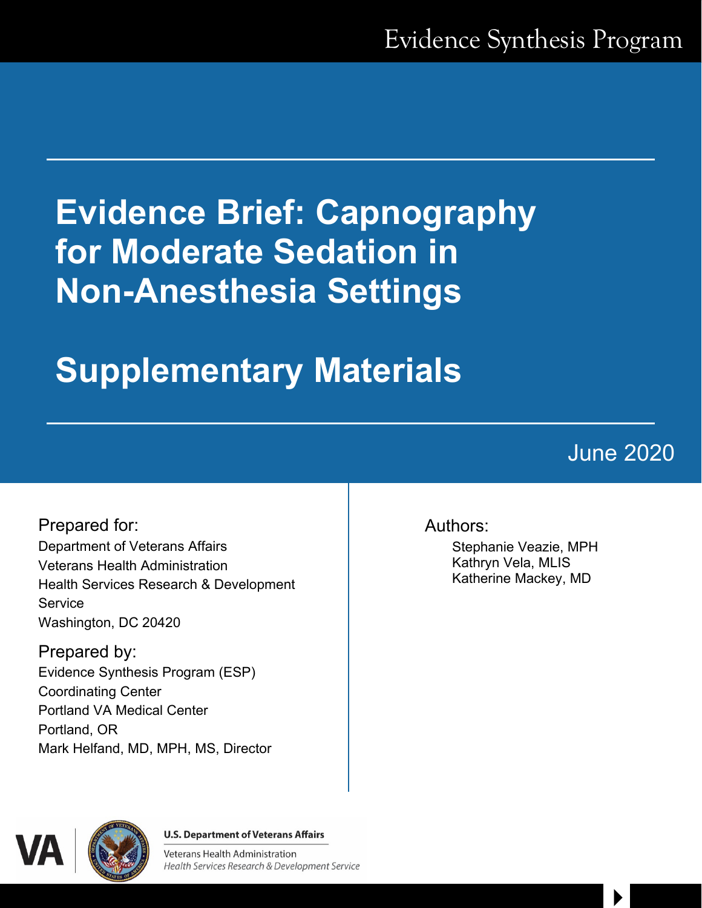Evidence Synthesis Program

# Evidence Brief: Capnography for Moderate Sedation in Non-Anesthesia Settings

# Supplementary Materials

June 2020

Prepared for:
Department of Veterans Affairs
Veterans Health Administration
Health Services Research & Development Service
Washington, DC 20420

Prepared by:
Evidence Synthesis Program (ESP)
Coordinating Center
Portland VA Medical Center
Portland, OR
Mark Helfand, MD, MPH, MS, Director

Authors:
Stephanie Veazie, MPH
Kathryn Vela, MLIS
Katherine Mackey, MD

U.S. Department of Veterans Affairs
Veterans Health Administration
*Health Services Research & Development Service*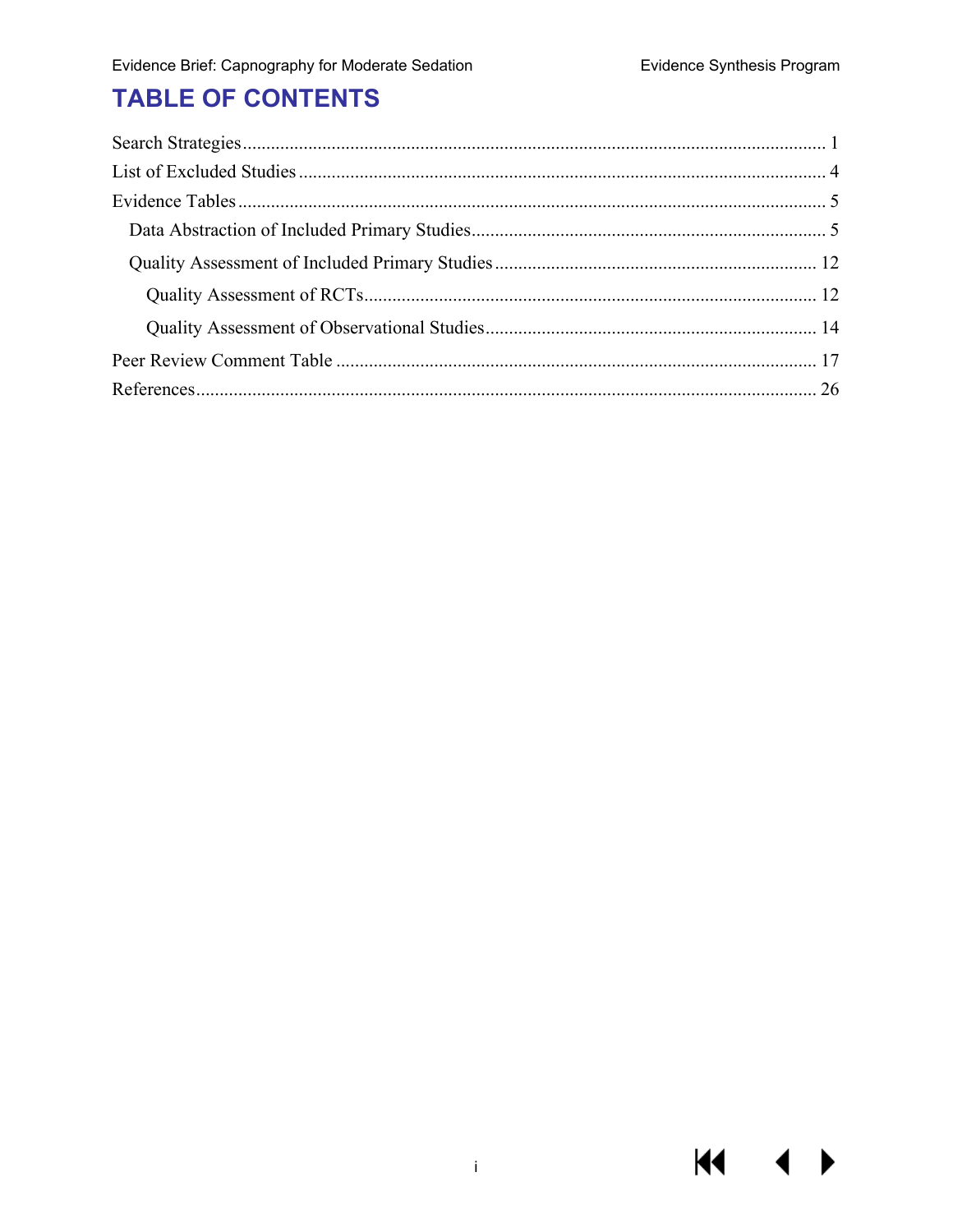# TABLE OF CONTENTS

Search Strategies ........................................................................................................................ 1

List of Excluded Studies ................................................................................................................ 4

Evidence Tables ............................................................................................................................. 5

- Data Abstraction of Included Primary Studies ........................................................................... 5
- Quality Assessment of Included Primary Studies .................................................................... 12
  - Quality Assessment of RCTs ................................................................................................ 12
  - Quality Assessment of Observational Studies ...................................................................... 14

Peer Review Comment Table ...................................................................................................... 17

References .................................................................................................................................... 26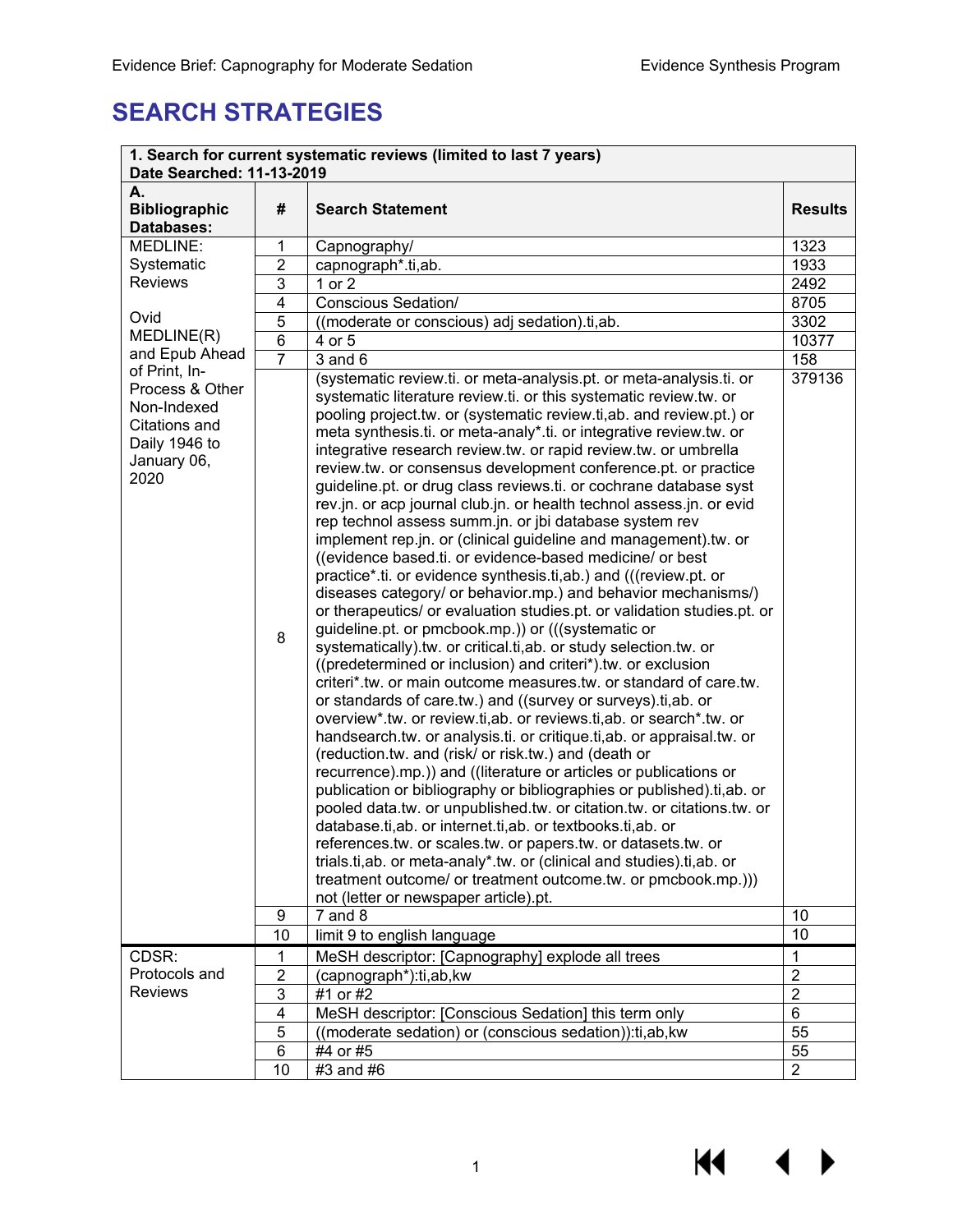# SEARCH STRATEGIES

| 1. Search for current systematic reviews (limited to last 7 years)<br>Date Searched: 11-13-2019 | | | |
|---|---|---|---|
| **A. Bibliographic Databases:** | **#** | **Search Statement** | **Results** |
| MEDLINE: Systematic Reviews<br><br>Ovid MEDLINE(R) and Epub Ahead of Print, In-Process & Other Non-Indexed Citations and Daily 1946 to January 06, 2020 | 1 | Capnography/ | 1323 |
| | 2 | capnograph*.ti,ab. | 1933 |
| | 3 | 1 or 2 | 2492 |
| | 4 | Conscious Sedation/ | 8705 |
| | 5 | ((moderate or conscious) adj sedation).ti,ab. | 3302 |
| | 6 | 4 or 5 | 10377 |
| | 7 | 3 and 6 | 158 |
| | 8 | (systematic review.ti. or meta-analysis.pt. or meta-analysis.ti. or systematic literature review.ti. or this systematic review.tw. or pooling project.tw. or (systematic review.ti,ab. and review.pt.) or meta synthesis.ti. or meta-analy*.ti. or integrative review.tw. or integrative research review.tw. or rapid review.tw. or umbrella review.tw. or consensus development conference.pt. or practice guideline.pt. or drug class reviews.ti. or cochrane database syst rev.jn. or acp journal club.jn. or health technol assess.jn. or evid rep technol assess summ.jn. or jbi database system rev implement rep.jn. or (clinical guideline and management).tw. or ((evidence based.ti. or evidence-based medicine/ or best practice*.ti. or evidence synthesis.ti,ab.) and (((review.pt. or diseases category/ or behavior.mp.) and behavior mechanisms/) or therapeutics/ or evaluation studies.pt. or validation studies.pt. or guideline.pt. or pmcbook.mp.)) or (((systematic or systematically).tw. or critical.ti,ab. or study selection.tw. or ((predetermined or inclusion) and criteri*).tw. or exclusion criteri*.tw. or main outcome measures.tw. or standard of care.tw. or standards of care.tw.) and ((survey or surveys).ti,ab. or overview*.tw. or review.ti,ab. or reviews.ti,ab. or search*.tw. or handsearch.tw. or analysis.ti. or critique.ti,ab. or appraisal.tw. or (reduction.tw. and (risk/ or risk.tw.) and (death or recurrence).mp.)) and ((literature or articles or publications or publication or bibliography or bibliographies or published).ti,ab. or pooled data.tw. or unpublished.tw. or citation.tw. or citations.tw. or database.ti,ab. or internet.ti,ab. or textbooks.ti,ab. or references.tw. or scales.tw. or papers.tw. or datasets.tw. or trials.ti,ab. or meta-analy*.tw. or (clinical and studies).ti,ab. or treatment outcome/ or treatment outcome.tw. or pmcbook.mp.))) not (letter or newspaper article).pt. | 379136 |
| | 9 | 7 and 8 | 10 |
| | 10 | limit 9 to english language | 10 |
| CDSR: Protocols and Reviews | 1 | MeSH descriptor: [Capnography] explode all trees | 1 |
| | 2 | (capnograph*):ti,ab,kw | 2 |
| | 3 | #1 or #2 | 2 |
| | 4 | MeSH descriptor: [Conscious Sedation] this term only | 6 |
| | 5 | ((moderate sedation) or (conscious sedation)):ti,ab,kw | 55 |
| | 6 | #4 or #5 | 55 |
| | 10 | #3 and #6 | 2 |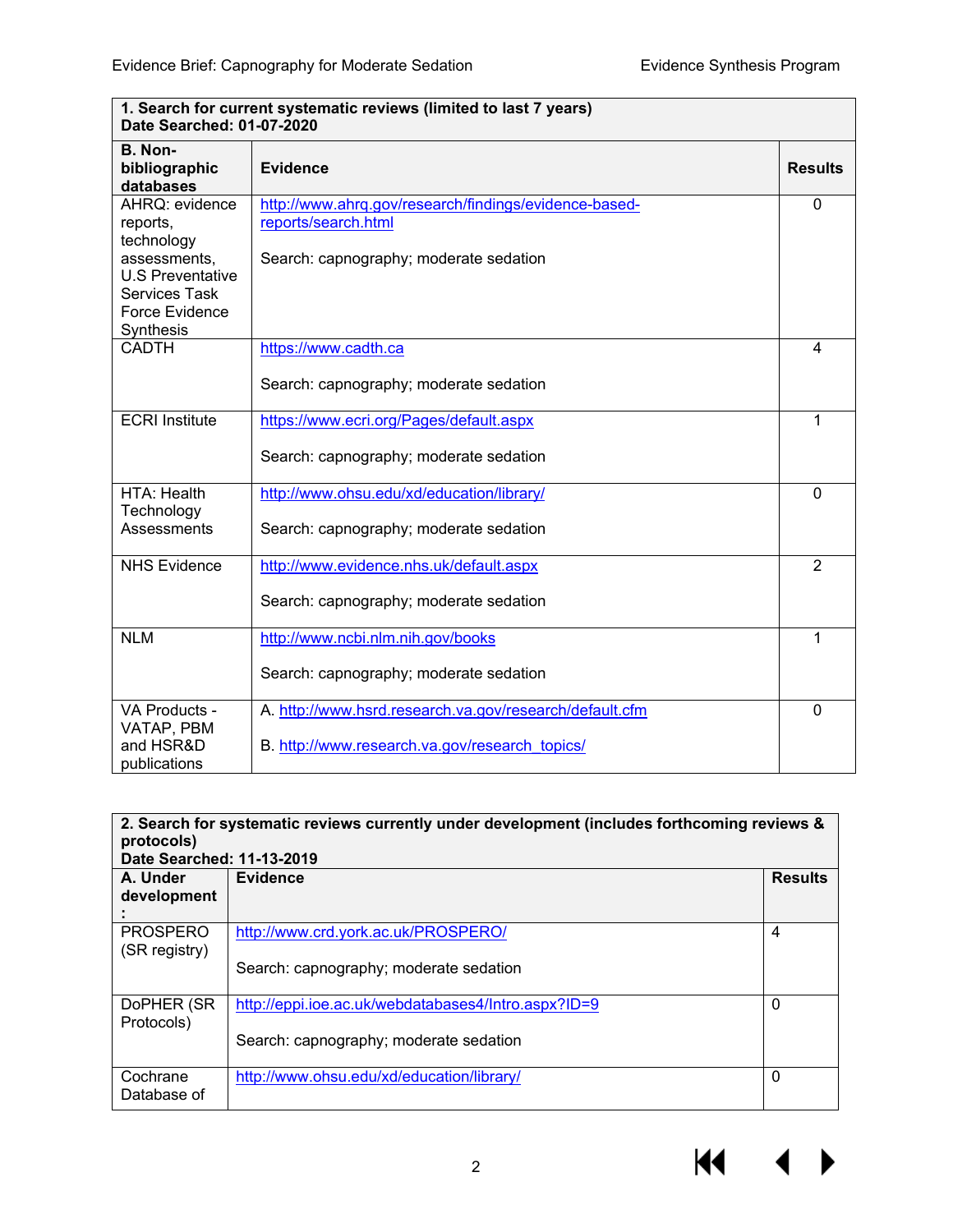| **1. Search for current systematic reviews (limited to last 7 years)<br>Date Searched: 01-07-2020** | | |
|---|---|---|
| **B. Non-bibliographic databases** | **Evidence** | **Results** |
| AHRQ: evidence reports, technology assessments, U.S Preventative Services Task Force Evidence Synthesis | http://www.ahrq.gov/research/findings/evidence-based-reports/search.html<br><br>Search: capnography; moderate sedation | 0 |
| CADTH | https://www.cadth.ca<br><br>Search: capnography; moderate sedation | 4 |
| ECRI Institute | https://www.ecri.org/Pages/default.aspx<br><br>Search: capnography; moderate sedation | 1 |
| HTA: Health Technology Assessments | http://www.ohsu.edu/xd/education/library/<br><br>Search: capnography; moderate sedation | 0 |
| NHS Evidence | http://www.evidence.nhs.uk/default.aspx<br><br>Search: capnography; moderate sedation | 2 |
| NLM | http://www.ncbi.nlm.nih.gov/books<br><br>Search: capnography; moderate sedation | 1 |
| VA Products - VATAP, PBM and HSR&D publications | A. http://www.hsrd.research.va.gov/research/default.cfm<br><br>B. http://www.research.va.gov/research_topics/ | 0 |

| **2. Search for systematic reviews currently under development (includes forthcoming reviews & protocols)<br>Date Searched: 11-13-2019** | | |
|---|---|---|
| **A. Under development:** | **Evidence** | **Results** |
| PROSPERO (SR registry) | http://www.crd.york.ac.uk/PROSPERO/<br><br>Search: capnography; moderate sedation | 4 |
| DoPHER (SR Protocols) | http://eppi.ioe.ac.uk/webdatabases4/Intro.aspx?ID=9<br><br>Search: capnography; moderate sedation | 0 |
| Cochrane Database of | http://www.ohsu.edu/xd/education/library/ | 0 |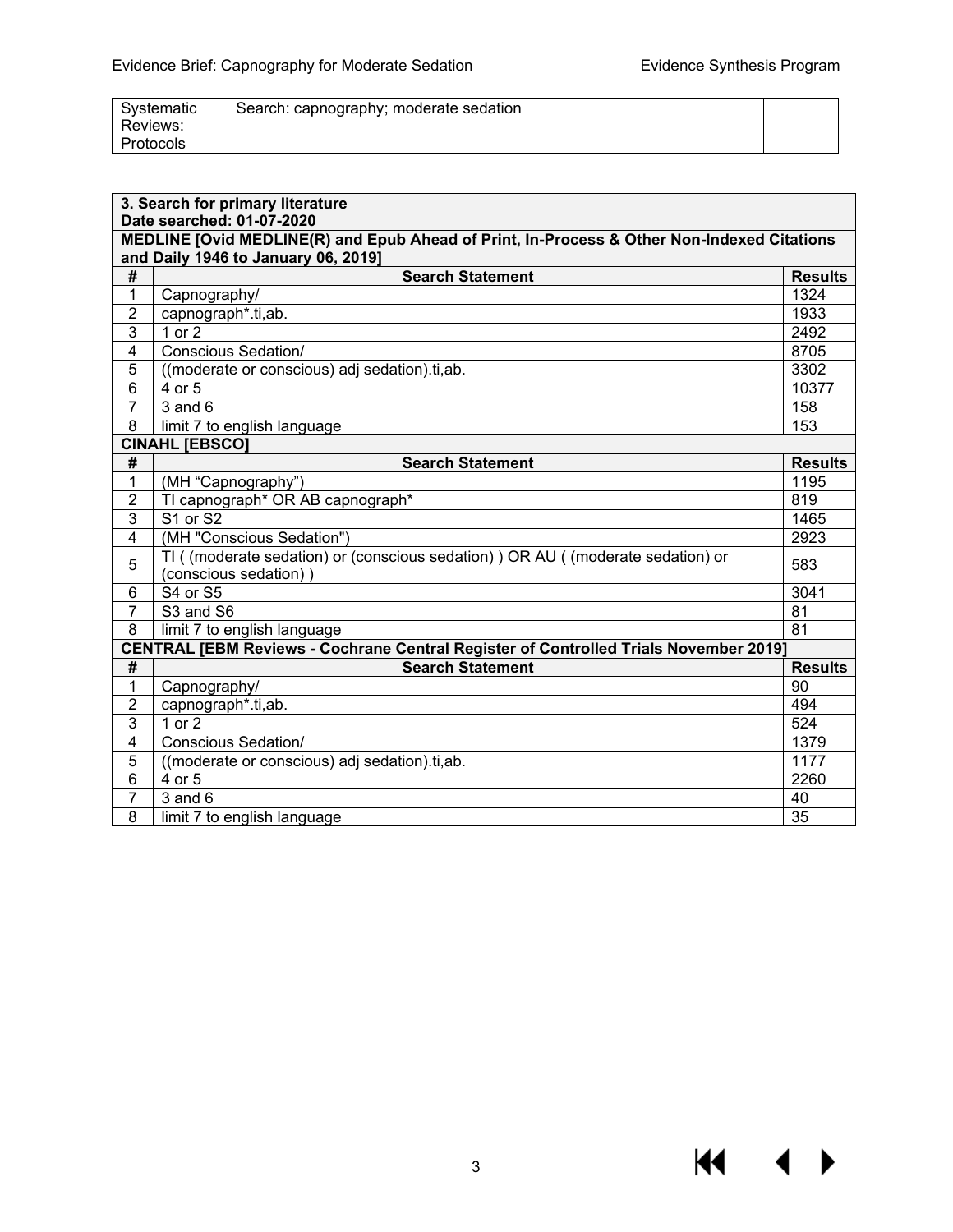| Systematic Reviews: Protocols | Search: capnography; moderate sedation | |
|---|---|---|

| **3. Search for primary literature**<br>**Date searched: 01-07-2020** | | |
|---|---|---|
| **MEDLINE [Ovid MEDLINE(R) and Epub Ahead of Print, In-Process & Other Non-Indexed Citations and Daily 1946 to January 06, 2019]** | | |
| **#** | **Search Statement** | **Results** |
| 1 | Capnography/ | 1324 |
| 2 | capnograph*.ti,ab. | 1933 |
| 3 | 1 or 2 | 2492 |
| 4 | Conscious Sedation/ | 8705 |
| 5 | ((moderate or conscious) adj sedation).ti,ab. | 3302 |
| 6 | 4 or 5 | 10377 |
| 7 | 3 and 6 | 158 |
| 8 | limit 7 to english language | 153 |
| **CINAHL [EBSCO]** | | |
| **#** | **Search Statement** | **Results** |
| 1 | (MH “Capnography”) | 1195 |
| 2 | TI capnograph* OR AB capnograph* | 819 |
| 3 | S1 or S2 | 1465 |
| 4 | (MH "Conscious Sedation") | 2923 |
| 5 | TI ( (moderate sedation) or (conscious sedation) ) OR AU ( (moderate sedation) or (conscious sedation) ) | 583 |
| 6 | S4 or S5 | 3041 |
| 7 | S3 and S6 | 81 |
| 8 | limit 7 to english language | 81 |
| **CENTRAL [EBM Reviews - Cochrane Central Register of Controlled Trials November 2019]** | | |
| **#** | **Search Statement** | **Results** |
| 1 | Capnography/ | 90 |
| 2 | capnograph*.ti,ab. | 494 |
| 3 | 1 or 2 | 524 |
| 4 | Conscious Sedation/ | 1379 |
| 5 | ((moderate or conscious) adj sedation).ti,ab. | 1177 |
| 6 | 4 or 5 | 2260 |
| 7 | 3 and 6 | 40 |
| 8 | limit 7 to english language | 35 |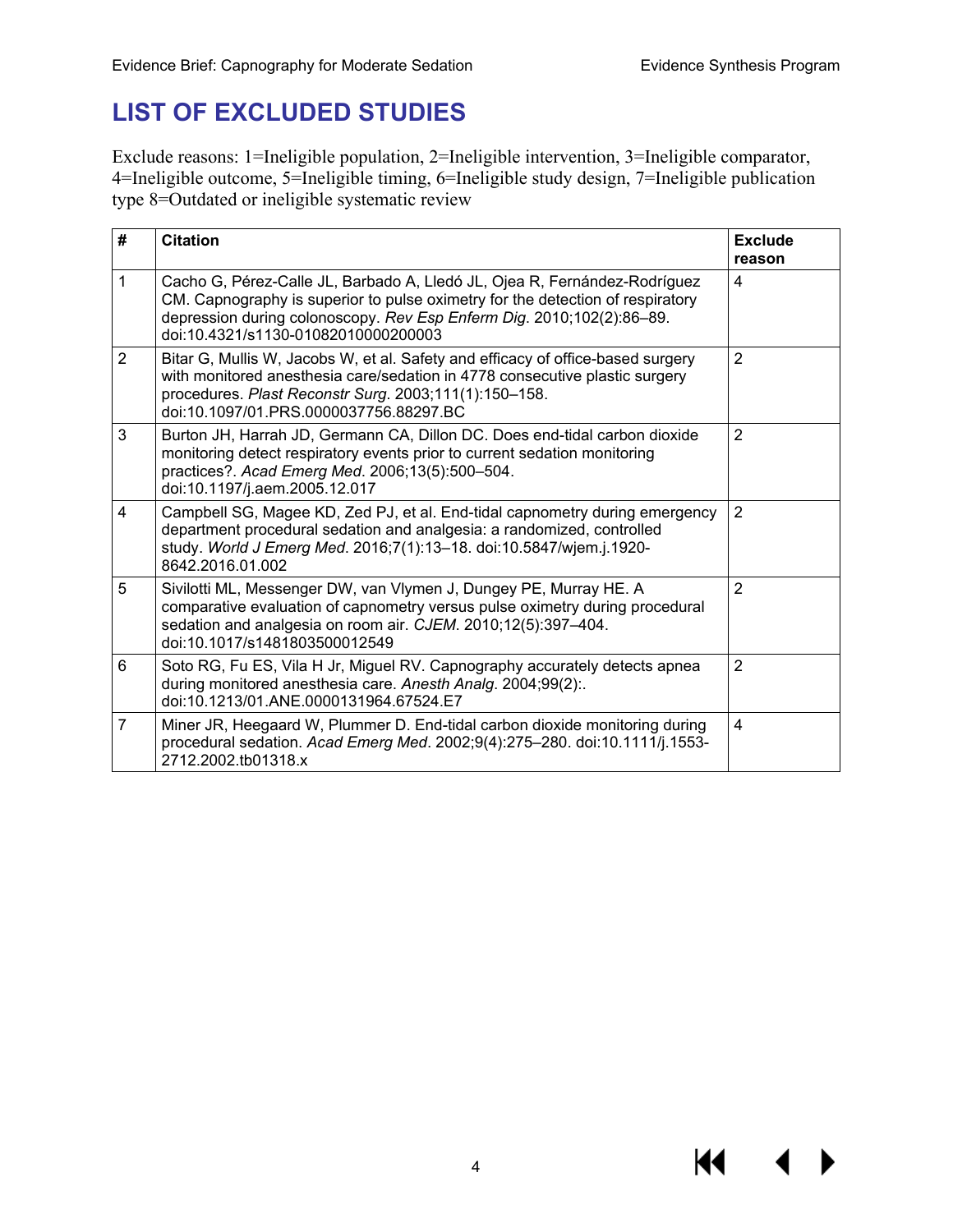# LIST OF EXCLUDED STUDIES

Exclude reasons: 1=Ineligible population, 2=Ineligible intervention, 3=Ineligible comparator, 4=Ineligible outcome, 5=Ineligible timing, 6=Ineligible study design, 7=Ineligible publication type 8=Outdated or ineligible systematic review

| # | Citation | Exclude reason |
|---|---|---|
| 1 | Cacho G, Pérez-Calle JL, Barbado A, Lledó JL, Ojea R, Fernández-Rodríguez CM. Capnography is superior to pulse oximetry for the detection of respiratory depression during colonoscopy. *Rev Esp Enferm Dig*. 2010;102(2):86–89. doi:10.4321/s1130-01082010000200003 | 4 |
| 2 | Bitar G, Mullis W, Jacobs W, et al. Safety and efficacy of office-based surgery with monitored anesthesia care/sedation in 4778 consecutive plastic surgery procedures. *Plast Reconstr Surg*. 2003;111(1):150–158. doi:10.1097/01.PRS.0000037756.88297.BC | 2 |
| 3 | Burton JH, Harrah JD, Germann CA, Dillon DC. Does end-tidal carbon dioxide monitoring detect respiratory events prior to current sedation monitoring practices?. *Acad Emerg Med*. 2006;13(5):500–504. doi:10.1197/j.aem.2005.12.017 | 2 |
| 4 | Campbell SG, Magee KD, Zed PJ, et al. End-tidal capnometry during emergency department procedural sedation and analgesia: a randomized, controlled study. *World J Emerg Med*. 2016;7(1):13–18. doi:10.5847/wjem.j.1920-8642.2016.01.002 | 2 |
| 5 | Sivilotti ML, Messenger DW, van Vlymen J, Dungey PE, Murray HE. A comparative evaluation of capnometry versus pulse oximetry during procedural sedation and analgesia on room air. *CJEM*. 2010;12(5):397–404. doi:10.1017/s1481803500012549 | 2 |
| 6 | Soto RG, Fu ES, Vila H Jr, Miguel RV. Capnography accurately detects apnea during monitored anesthesia care. *Anesth Analg*. 2004;99(2):. doi:10.1213/01.ANE.0000131964.67524.E7 | 2 |
| 7 | Miner JR, Heegaard W, Plummer D. End-tidal carbon dioxide monitoring during procedural sedation. *Acad Emerg Med*. 2002;9(4):275–280. doi:10.1111/j.1553-2712.2002.tb01318.x | 4 |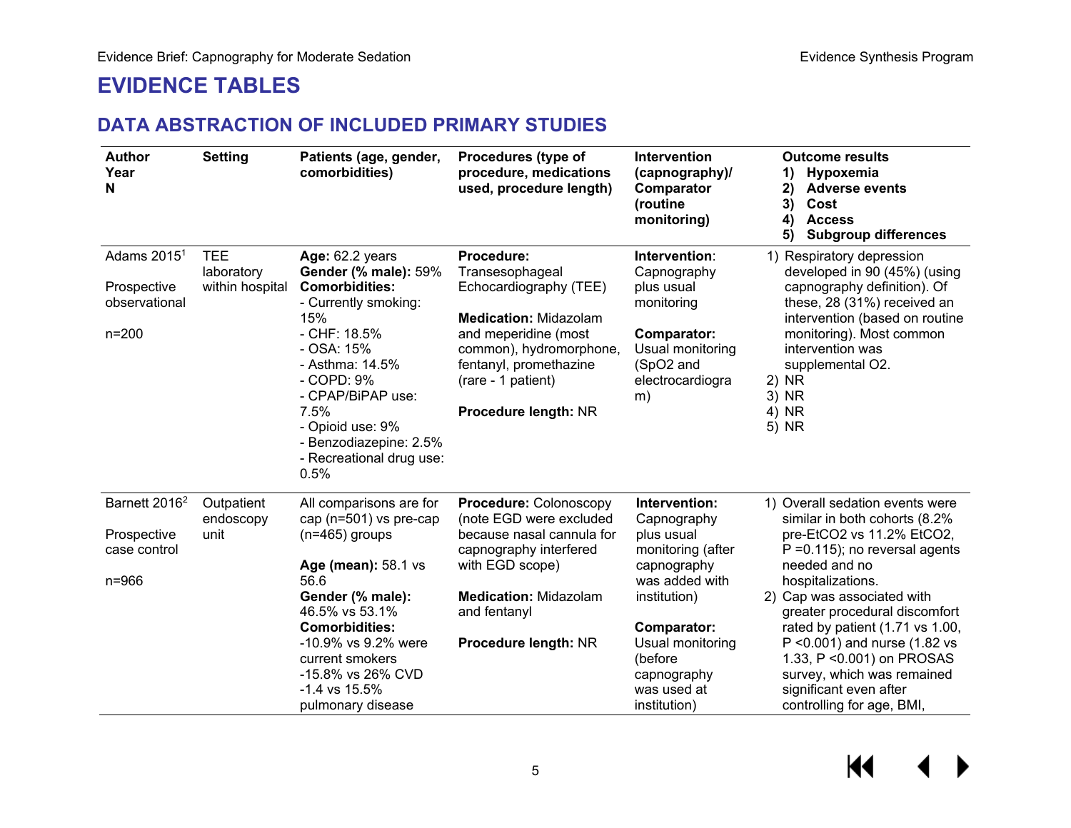# EVIDENCE TABLES

## DATA ABSTRACTION OF INCLUDED PRIMARY STUDIES

| Author<br>Year<br>N | Setting | Patients (age, gender, comorbidities) | Procedures (type of procedure, medications used, procedure length) | Intervention (capnography)/ Comparator (routine monitoring) | Outcome results<br>1) Hypoxemia<br>2) Adverse events<br>3) Cost<br>4) Access<br>5) Subgroup differences |
|---|---|---|---|---|---|
| Adams 2015[1]<br><br>Prospective observational<br><br>n=200 | TEE laboratory within hospital | **Age:** 62.2 years<br>**Gender (% male):** 59%<br>**Comorbidities:**<br>- Currently smoking: 15%<br>- CHF: 18.5%<br>- OSA: 15%<br>- Asthma: 14.5%<br>- COPD: 9%<br>- CPAP/BiPAP use: 7.5%<br>- Opioid use: 9%<br>- Benzodiazepine: 2.5%<br>- Recreational drug use: 0.5% | **Procedure:** Transesophageal Echocardiography (TEE)<br><br>**Medication:** Midazolam and meperidine (most common), hydromorphone, fentanyl, promethazine (rare - 1 patient)<br><br>**Procedure length:** NR | **Intervention**: Capnography plus usual monitoring<br><br>**Comparator:** Usual monitoring ($SpO_2$ and electrocardiogram) | 1) Respiratory depression developed in 90 (45%) (using capnography definition). Of these, 28 (31%) received an intervention (based on routine monitoring). Most common intervention was supplemental O2.<br>2) NR<br>3) NR<br>4) NR<br>5) NR |
| Barnett 2016[2]<br><br>Prospective case control<br><br>n=966 | Outpatient endoscopy unit | All comparisons are for cap (n=501) vs pre-cap (n=465) groups<br><br>**Age (mean):** 58.1 vs 56.6<br>**Gender (% male):** 46.5% vs 53.1%<br>**Comorbidities:**<br>-10.9% vs 9.2% were current smokers<br>-15.8% vs 26% CVD<br>-1.4 vs 15.5% pulmonary disease | **Procedure:** Colonoscopy (note EGD were excluded because nasal cannula for capnography interfered with EGD scope)<br><br>**Medication:** Midazolam and fentanyl<br><br>**Procedure length:** NR | **Intervention:** Capnography plus usual monitoring (after capnography was added with institution)<br><br>**Comparator:** Usual monitoring (before capnography was used at institution) | 1) Overall sedation events were similar in both cohorts (8.2% pre-$EtCO_2$ vs 11.2% $EtCO_2$, P =0.115); no reversal agents needed and no hospitalizations.<br>2) Cap was associated with greater procedural discomfort rated by patient (1.71 vs 1.00, P <0.001) and nurse (1.82 vs 1.33, P <0.001) on PROSAS survey, which was remained significant even after controlling for age, BMI, |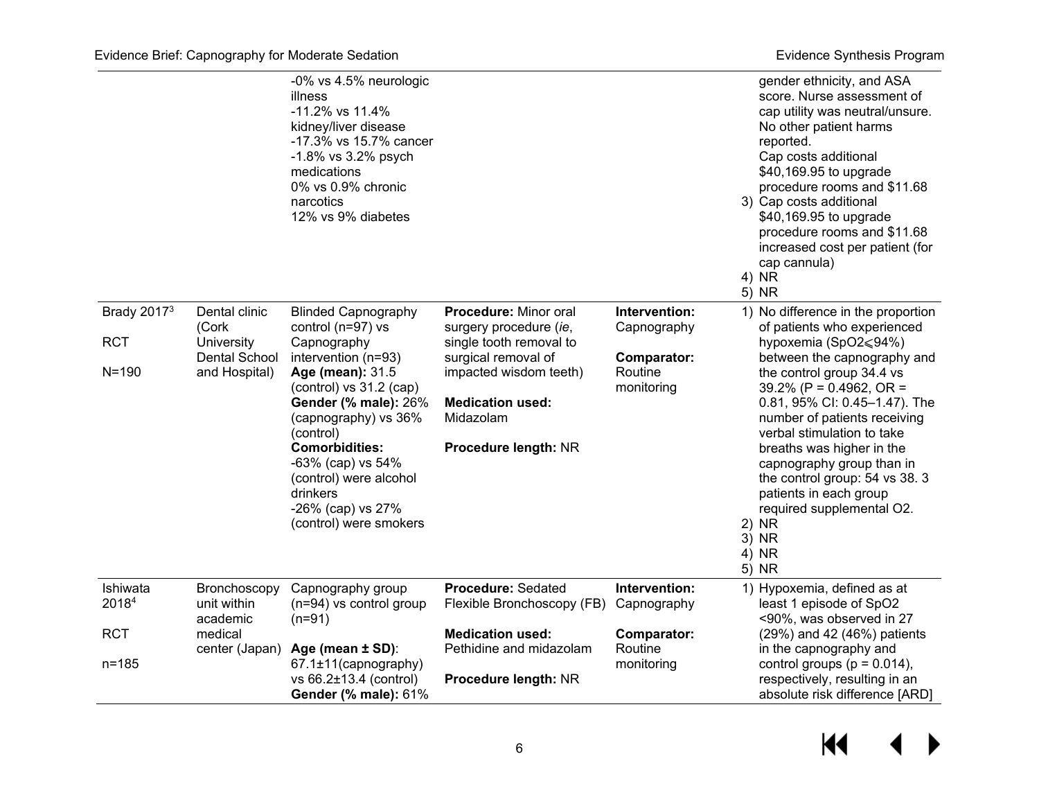| | | | | | |
|---|---|---|---|---|---|
| | | -0% vs 4.5% neurologic illness<br>-11.2% vs 11.4% kidney/liver disease<br>-17.3% vs 15.7% cancer<br>-1.8% vs 3.2% psych medications<br>0% vs 0.9% chronic narcotics<br>12% vs 9% diabetes | | | gender ethnicity, and ASA score. Nurse assessment of cap utility was neutral/unsure. No other patient harms reported.<br>Cap costs additional \$40,169.95 to upgrade procedure rooms and \$11.68<br>3) Cap costs additional \$40,169.95 to upgrade procedure rooms and \$11.68 increased cost per patient (for cap cannula)<br>4) NR<br>5) NR |
| Brady 2017[3]<br><br>RCT<br><br>N=190 | Dental clinic (Cork University Dental School and Hospital) | Blinded Capnography control (n=97) vs Capnography intervention (n=93)<br>**Age (mean):** 31.5 (control) vs 31.2 (cap)<br>**Gender (% male):** 26% (capnography) vs 36% (control)<br>**Comorbidities:**<br>-63% (cap) vs 54% (control) were alcohol drinkers<br>-26% (cap) vs 27% (control) were smokers | **Procedure:** Minor oral surgery procedure (*ie*, single tooth removal to surgical removal of impacted wisdom teeth)<br><br>**Medication used:** Midazolam<br><br>**Procedure length:** NR | **Intervention:** Capnography<br><br>**Comparator:** Routine monitoring | 1) No difference in the proportion of patients who experienced hypoxemia (SpO2⩽94%) between the capnography and the control group 34.4 vs 39.2% (P = 0.4962, OR = 0.81, 95% CI: 0.45–1.47). The number of patients receiving verbal stimulation to take breaths was higher in the capnography group than in the control group: 54 vs 38. 3 patients in each group required supplemental O2.<br>2) NR<br>3) NR<br>4) NR<br>5) NR |
| Ishiwata 2018[4]<br><br>RCT<br><br>n=185 | Bronchoscopy unit within academic medical center (Japan) | Capnography group (n=94) vs control group (n=91)<br><br>**Age (mean ± SD)**: 67.1±11(capnography) vs 66.2±13.4 (control)<br>**Gender (% male):** 61% | **Procedure:** Sedated Flexible Bronchoscopy (FB)<br><br>**Medication used:** Pethidine and midazolam<br><br>**Procedure length:** NR | **Intervention:** Capnography<br><br>**Comparator:** Routine monitoring | 1) Hypoxemia, defined as at least 1 episode of SpO2 <90%, was observed in 27 (29%) and 42 (46%) patients in the capnography and control groups (p = 0.014), respectively, resulting in an absolute risk difference [ARD] |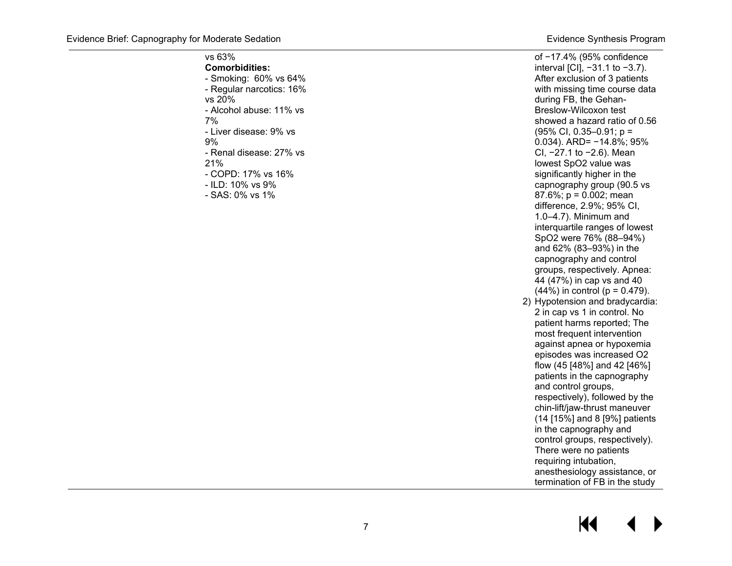| | | | |
|---|---|---|---|
| | vs 63%<br>**Comorbidities:**<br>- Smoking: 60% vs 64%<br>- Regular narcotics: 16% vs 20%<br>- Alcohol abuse: 11% vs 7%<br>- Liver disease: 9% vs 9%<br>- Renal disease: 27% vs 21%<br>- COPD: 17% vs 16%<br>- ILD: 10% vs 9%<br>- SAS: 0% vs 1% | | of −17.4% (95% confidence interval [CI], −31.1 to −3.7). After exclusion of 3 patients with missing time course data during FB, the Gehan-Breslow-Wilcoxon test showed a hazard ratio of 0.56 (95% CI, 0.35–0.91; p = 0.034). ARD= −14.8%; 95% CI, −27.1 to −2.6). Mean lowest SpO2 value was significantly higher in the capnography group (90.5 vs 87.6%; p = 0.002; mean difference, 2.9%; 95% CI, 1.0–4.7). Minimum and interquartile ranges of lowest SpO2 were 76% (88–94%) and 62% (83–93%) in the capnography and control groups, respectively. Apnea: 44 (47%) in cap vs and 40 (44%) in control (p = 0.479).<br>2) Hypotension and bradycardia: 2 in cap vs 1 in control. No patient harms reported; The most frequent intervention against apnea or hypoxemia episodes was increased O2 flow (45 [48%] and 42 [46%] patients in the capnography and control groups, respectively), followed by the chin-lift/jaw-thrust maneuver (14 [15%] and 8 [9%] patients in the capnography and control groups, respectively). There were no patients requiring intubation, anesthesiology assistance, or termination of FB in the study |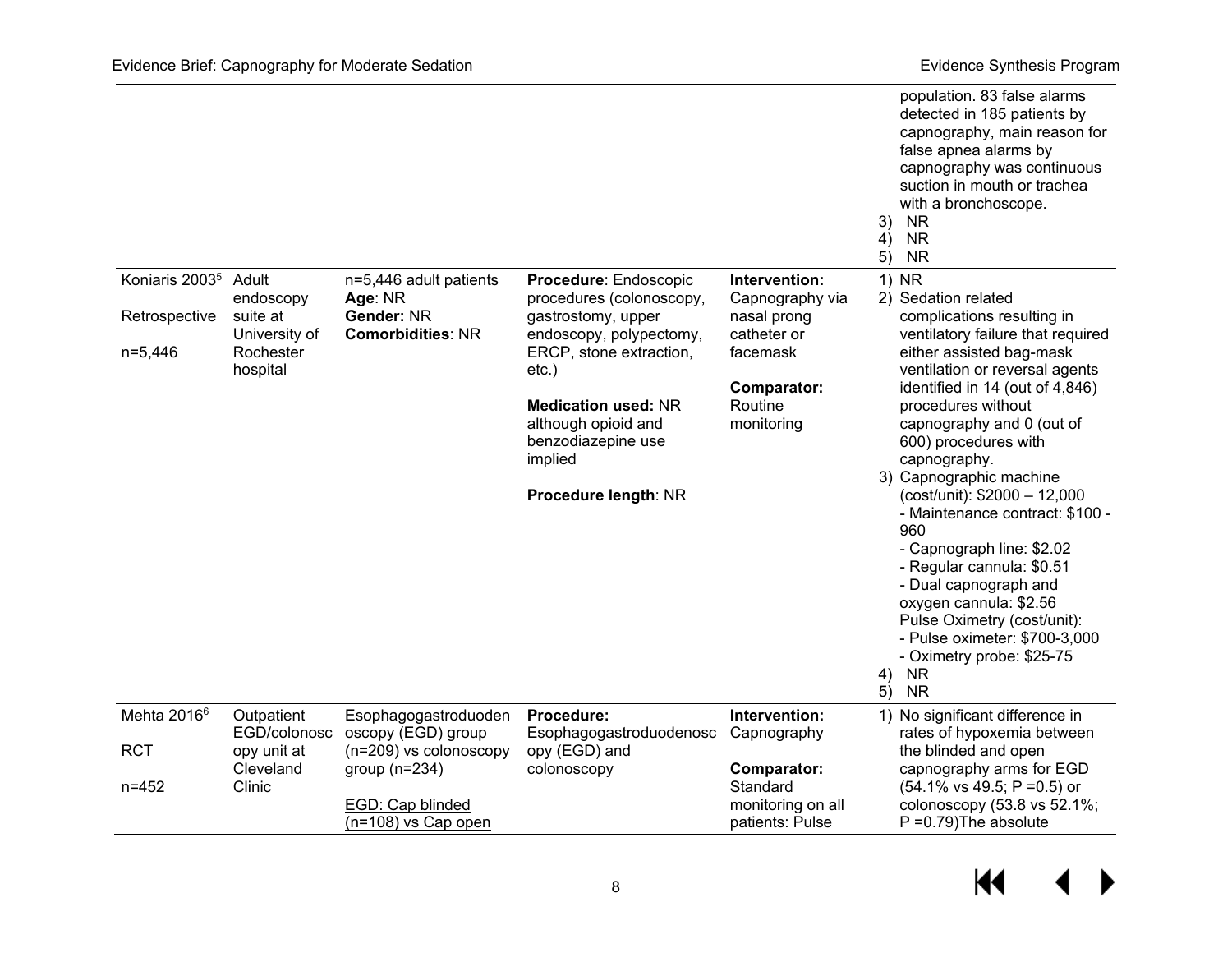| | | | | | |
|---|---|---|---|---|---|
| | | | | | population. 83 false alarms detected in 185 patients by capnography, main reason for false apnea alarms by capnography was continuous suction in mouth or trachea with a bronchoscope.<br>3) NR<br>4) NR<br>5) NR |
| Koniaris 2003[5]<br><br>Retrospective<br><br>n=5,446 | Adult endoscopy suite at University of Rochester hospital | n=5,446 adult patients<br>**Age**: NR<br>**Gender:** NR<br>**Comorbidities**: NR | **Procedure**: Endoscopic procedures (colonoscopy, gastrostomy, upper endoscopy, polypectomy, ERCP, stone extraction, etc.)<br><br>**Medication used:** NR although opioid and benzodiazepine use implied<br><br>**Procedure length**: NR | **Intervention:** Capnography via nasal prong catheter or facemask<br><br>**Comparator:** Routine monitoring | 1) NR<br>2) Sedation related complications resulting in ventilatory failure that required either assisted bag-mask ventilation or reversal agents identified in 14 (out of 4,846) procedures without capnography and 0 (out of 600) procedures with capnography.<br>3) Capnographic machine (cost/unit): $2000 – 12,000<br>- Maintenance contract: $100 - 960<br>- Capnograph line: $2.02<br>- Regular cannula: $0.51<br>- Dual capnograph and oxygen cannula: $2.56<br>Pulse Oximetry (cost/unit):<br>- Pulse oximeter: $700-3,000<br>- Oximetry probe: $25-75<br>4) NR<br>5) NR |
| Mehta 2016[6]<br><br>RCT<br><br>n=452 | Outpatient EGD/colonoscopy unit at Cleveland Clinic | Esophagogastroduodenoscopy (EGD) group (n=209) vs colonoscopy group (n=234)<br><br><u>EGD: Cap blinded (n=108) vs Cap open</u> | **Procedure:** Esophagogastroduodenoscopy (EGD) and colonoscopy | **Intervention:** Capnography<br><br>**Comparator:** Standard monitoring on all patients: Pulse | 1) No significant difference in rates of hypoxemia between the blinded and open capnography arms for EGD (54.1% vs 49.5; P =0.5) or colonoscopy (53.8 vs 52.1%; P =0.79)The absolute |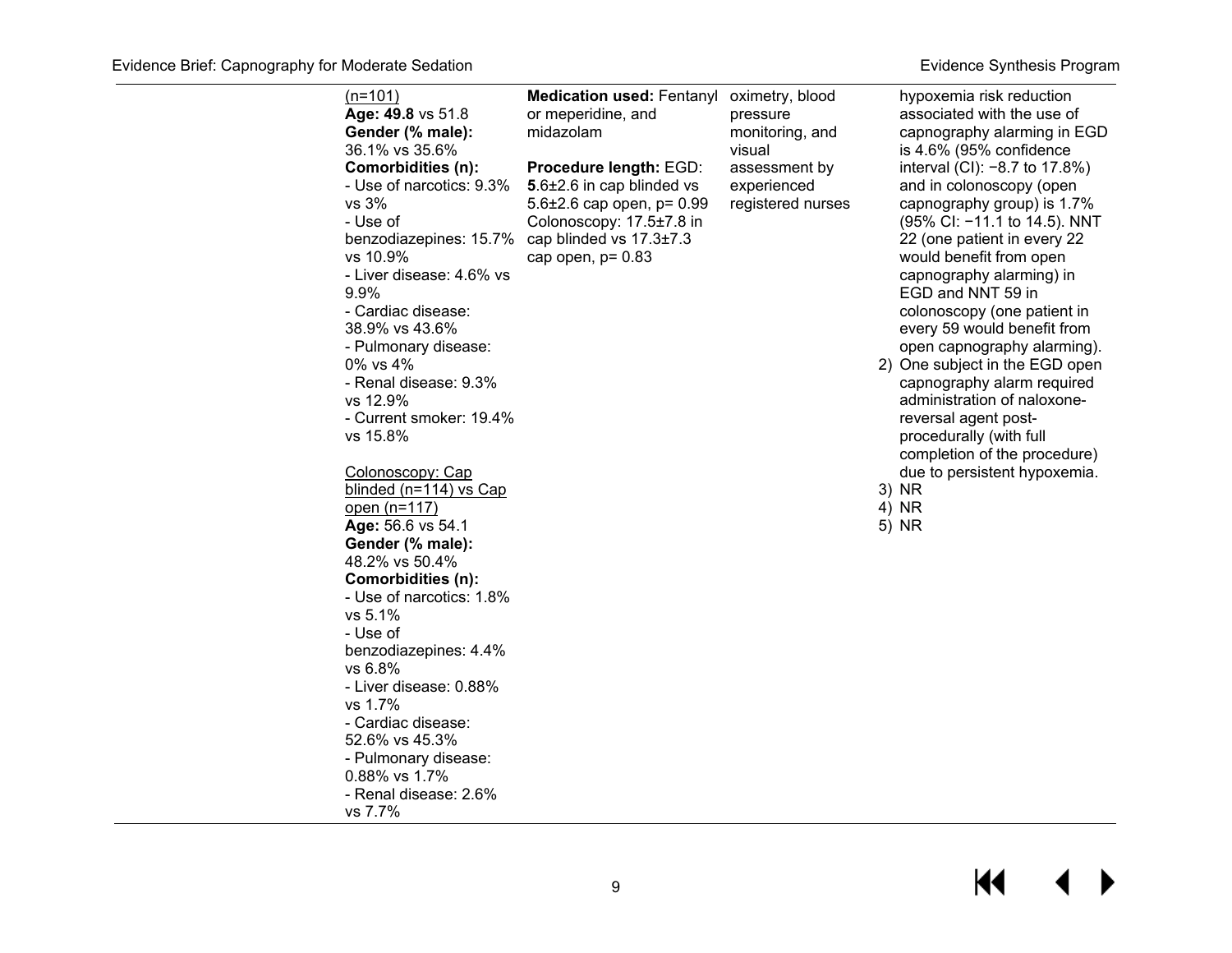| | | | | |
|---|---|---|---|---|
| | (n=101)<br>**Age: 49.8** vs 51.8<br>**Gender (% male):** 36.1% vs 35.6%<br>**Comorbidities (n):**<br>- Use of narcotics: 9.3% vs 3%<br>- Use of benzodiazepines: 15.7% vs 10.9%<br>- Liver disease: 4.6% vs 9.9%<br>- Cardiac disease: 38.9% vs 43.6%<br>- Pulmonary disease: 0% vs 4%<br>- Renal disease: 9.3% vs 12.9%<br>- Current smoker: 19.4% vs 15.8%<br><br>Colonoscopy: Cap blinded (n=114) vs Cap open (n=117)<br>**Age:** 56.6 vs 54.1<br>**Gender (% male):** 48.2% vs 50.4%<br>**Comorbidities (n):**<br>- Use of narcotics: 1.8% vs 5.1%<br>- Use of benzodiazepines: 4.4% vs 6.8%<br>- Liver disease: 0.88% vs 1.7%<br>- Cardiac disease: 52.6% vs 45.3%<br>- Pulmonary disease: 0.88% vs 1.7%<br>- Renal disease: 2.6% vs 7.7% | **Medication used:** Fentanyl or meperidine, and midazolam<br><br>**Procedure length:** EGD: **5**.6±2.6 in cap blinded vs 5.6±2.6 cap open, p= 0.99<br>Colonoscopy: 17.5±7.8 in cap blinded vs 17.3±7.3 cap open, p= 0.83 | oximetry, blood pressure monitoring, and visual assessment by experienced registered nurses | hypoxemia risk reduction associated with the use of capnography alarming in EGD is 4.6% (95% confidence interval (CI): −8.7 to 17.8%) and in colonoscopy (open capnography group) is 1.7% (95% CI: −11.1 to 14.5). NNT 22 (one patient in every 22 would benefit from open capnography alarming) in EGD and NNT 59 in colonoscopy (one patient in every 59 would benefit from open capnography alarming).<br>2) One subject in the EGD open capnography alarm required administration of naloxone-reversal agent post-procedurally (with full completion of the procedure) due to persistent hypoxemia.<br>3) NR<br>4) NR<br>5) NR |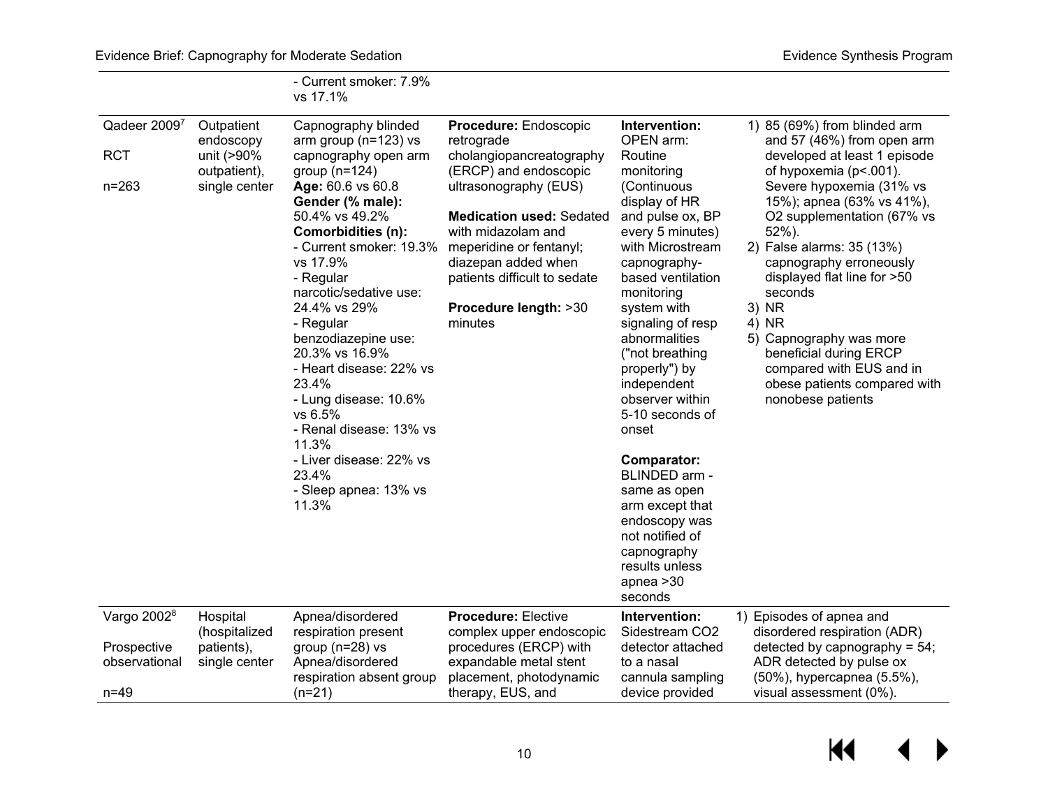| | | | | | |
|---|---|---|---|---|---|
| | | - Current smoker: 7.9% vs 17.1% | | | |
| Qadeer 2009[7]<br><br>RCT<br><br>n=263 | Outpatient endoscopy unit (>90% outpatient), single center | Capnography blinded arm group (n=123) vs capnography open arm group (n=124)<br>**Age:** 60.6 vs 60.8<br>**Gender (% male):** 50.4% vs 49.2%<br>**Comorbidities (n):**<br>- Current smoker: 19.3% vs 17.9%<br>- Regular narcotic/sedative use: 24.4% vs 29%<br>- Regular benzodiazepine use: 20.3% vs 16.9%<br>- Heart disease: 22% vs 23.4%<br>- Lung disease: 10.6% vs 6.5%<br>- Renal disease: 13% vs 11.3%<br>- Liver disease: 22% vs 23.4%<br>- Sleep apnea: 13% vs 11.3% | **Procedure:** Endoscopic retrograde cholangiopancreatography (ERCP) and endoscopic ultrasonography (EUS)<br><br>**Medication used:** Sedated with midazolam and meperidine or fentanyl; diazepan added when patients difficult to sedate<br><br>**Procedure length:** >30 minutes | **Intervention:** OPEN arm: Routine monitoring (Continuous display of HR and pulse ox, BP every 5 minutes) with Microstream capnography-based ventilation monitoring system with signaling of resp abnormalities ("not breathing properly") by independent observer within 5-10 seconds of onset<br><br>**Comparator:** BLINDED arm - same as open arm except that endoscopy was not notified of capnography results unless apnea >30 seconds | 1) 85 (69%) from blinded arm and 57 (46%) from open arm developed at least 1 episode of hypoxemia (p<.001). Severe hypoxemia (31% vs 15%); apnea (63% vs 41%), O2 supplementation (67% vs 52%).<br>2) False alarms: 35 (13%) capnography erroneously displayed flat line for >50 seconds<br>3) NR<br>4) NR<br>5) Capnography was more beneficial during ERCP compared with EUS and in obese patients compared with nonobese patients |
| Vargo 2002[8]<br><br>Prospective observational<br><br>n=49 | Hospital (hospitalized patients), single center | Apnea/disordered respiration present group (n=28) vs Apnea/disordered respiration absent group (n=21) | **Procedure:** Elective complex upper endoscopic procedures (ERCP) with expandable metal stent placement, photodynamic therapy, EUS, and | **Intervention:** Sidestream CO2 detector attached to a nasal cannula sampling device provided | 1) Episodes of apnea and disordered respiration (ADR) detected by capnography = 54; ADR detected by pulse ox (50%), hypercapnea (5.5%), visual assessment (0%). |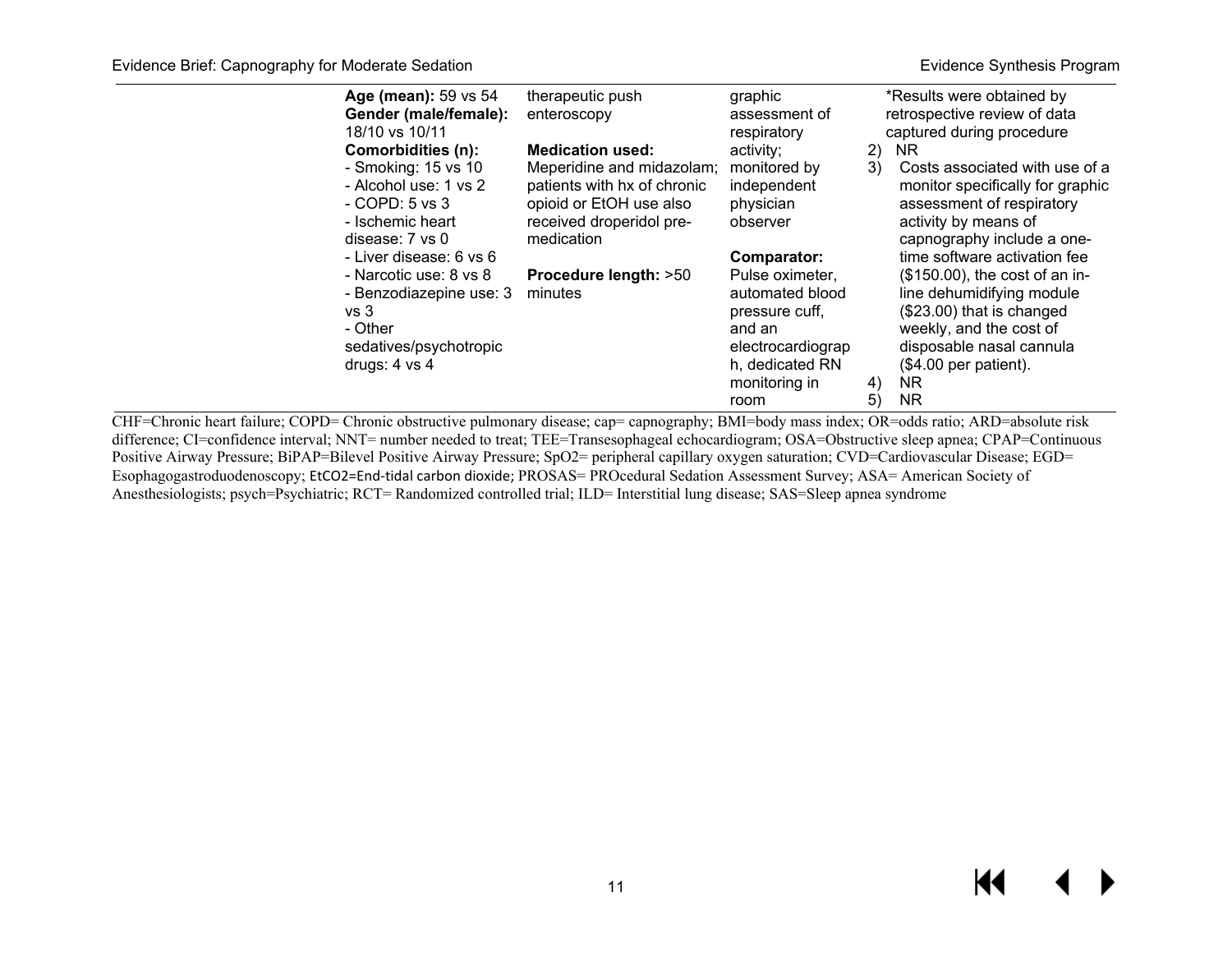| | | | | |
|---|---|---|---|---|
| | **Age (mean):** 59 vs 54<br>**Gender (male/female):** 18/10 vs 10/11<br>**Comorbidities (n):**<br>- Smoking: 15 vs 10<br>- Alcohol use: 1 vs 2<br>- COPD: 5 vs 3<br>- Ischemic heart disease: 7 vs 0<br>- Liver disease: 6 vs 6<br>- Narcotic use: 8 vs 8<br>- Benzodiazepine use: 3 vs 3<br>- Other sedatives/psychotropic drugs: 4 vs 4 | therapeutic push enteroscopy<br><br>**Medication used:** Meperidine and midazolam; patients with hx of chronic opioid or EtOH use also received droperidol pre-medication<br><br>**Procedure length:** >50 minutes | graphic assessment of respiratory activity; monitored by independent physician observer<br><br>**Comparator:** Pulse oximeter, automated blood pressure cuff, and an electrocardiograph, dedicated RN monitoring in room | *Results were obtained by retrospective review of data captured during procedure<br>2) NR<br>3) Costs associated with use of a monitor specifically for graphic assessment of respiratory activity by means of capnography include a one-time software activation fee ($150.00), the cost of an in-line dehumidifying module ($23.00) that is changed weekly, and the cost of disposable nasal cannula ($4.00 per patient).<br>4) NR<br>5) NR |

CHF=Chronic heart failure; COPD= Chronic obstructive pulmonary disease; cap= capnography; BMI=body mass index; OR=odds ratio; ARD=absolute risk difference; CI=confidence interval; NNT= number needed to treat; TEE=Transesophageal echocardiogram; OSA=Obstructive sleep apnea; CPAP=Continuous Positive Airway Pressure; BiPAP=Bilevel Positive Airway Pressure; SpO2= peripheral capillary oxygen saturation; CVD=Cardiovascular Disease; EGD= Esophagogastroduodenoscopy; EtCO2=End-tidal carbon dioxide; PROSAS= PROcedural Sedation Assessment Survey; ASA= American Society of Anesthesiologists; psych=Psychiatric; RCT= Randomized controlled trial; ILD= Interstitial lung disease; SAS=Sleep apnea syndrome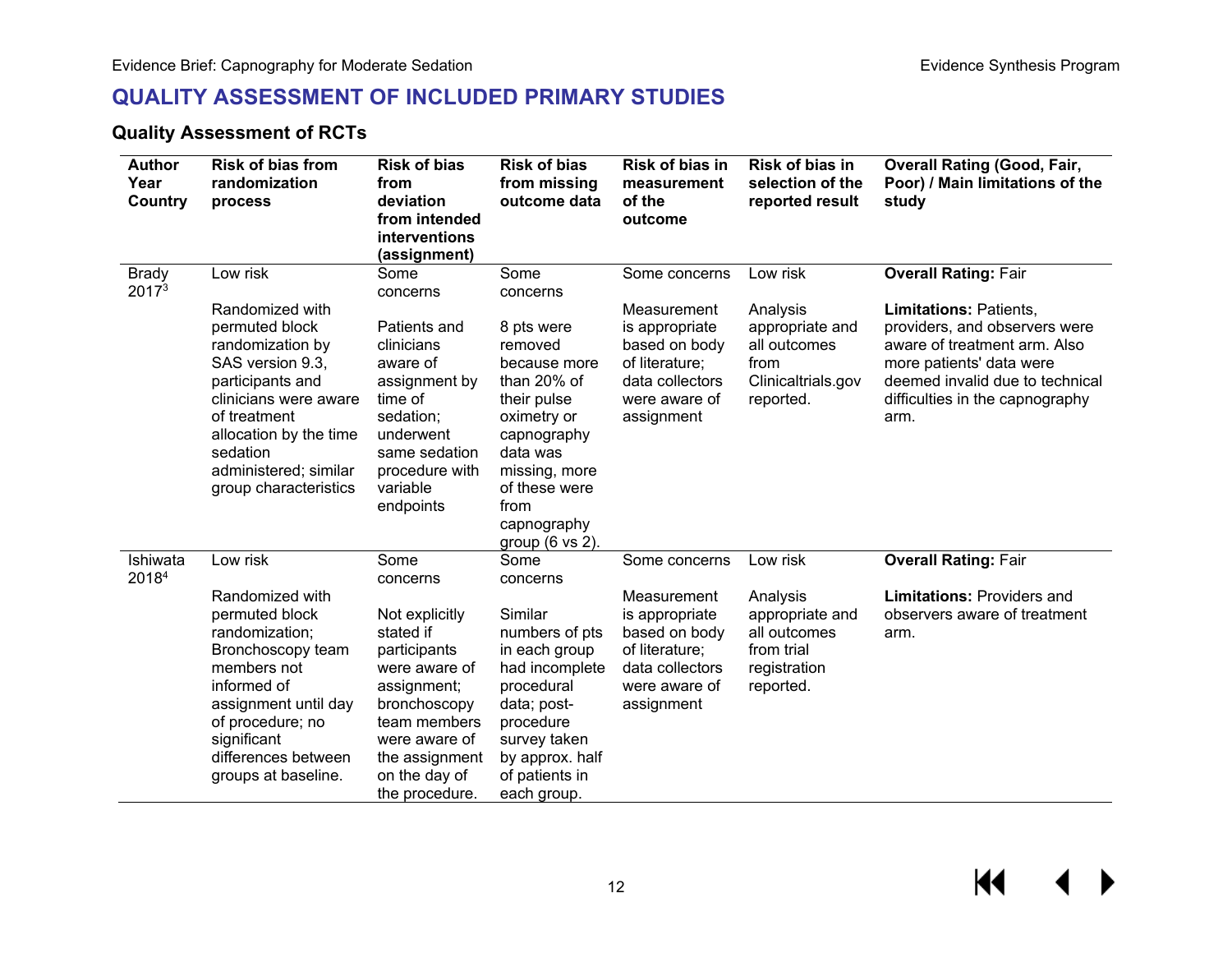## QUALITY ASSESSMENT OF INCLUDED PRIMARY STUDIES

### Quality Assessment of RCTs

| Author Year Country | Risk of bias from randomization process | Risk of bias from deviation from intended interventions (assignment) | Risk of bias from missing outcome data | Risk of bias in measurement of the outcome | Risk of bias in selection of the reported result | Overall Rating (Good, Fair, Poor) / Main limitations of the study |
|---|---|---|---|---|---|---|
| Brady 2017[3] | Low risk<br><br>Randomized with permuted block randomization by SAS version 9.3, participants and clinicians were aware of treatment allocation by the time sedation administered; similar group characteristics | Some concerns<br><br>Patients and clinicians aware of assignment by time of sedation; underwent same sedation procedure with variable endpoints | Some concerns<br><br>8 pts were removed because more than 20% of their pulse oximetry or capnography data was missing, more of these were from capnography group (6 vs 2). | Some concerns<br><br>Measurement is appropriate based on body of literature; data collectors were aware of assignment | Low risk<br><br>Analysis appropriate and all outcomes from Clinicaltrials.gov reported. | **Overall Rating:** Fair<br><br>**Limitations:** Patients, providers, and observers were aware of treatment arm. Also more patients' data were deemed invalid due to technical difficulties in the capnography arm. |
| Ishiwata 2018[4] | Low risk<br><br>Randomized with permuted block randomization; Bronchoscopy team members not informed of assignment until day of procedure; no significant differences between groups at baseline. | Some concerns<br><br>Not explicitly stated if participants were aware of assignment; bronchoscopy team members were aware of the assignment on the day of the procedure. | Some concerns<br><br>Similar numbers of pts in each group had incomplete procedural data; post-procedure survey taken by approx. half of patients in each group. | Some concerns<br><br>Measurement is appropriate based on body of literature; data collectors were aware of assignment | Low risk<br><br>Analysis appropriate and all outcomes from trial registration reported. | **Overall Rating:** Fair<br><br>**Limitations:** Providers and observers aware of treatment arm. |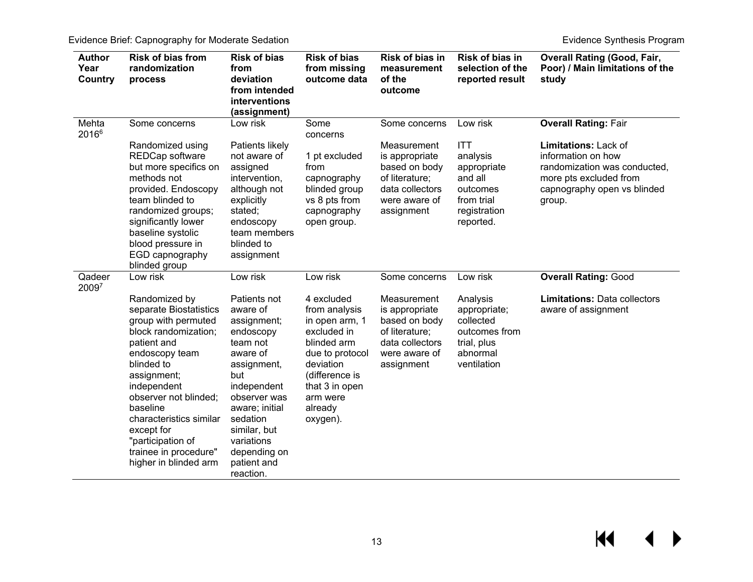| Author Year Country | Risk of bias from randomization process | Risk of bias from deviation from intended interventions (assignment) | Risk of bias from missing outcome data | Risk of bias in measurement of the outcome | Risk of bias in selection of the reported result | Overall Rating (Good, Fair, Poor) / Main limitations of the study |
|---|---|---|---|---|---|---|
| Mehta 2016[6] | Some concerns<br><br>Randomized using REDCap software but more specifics on methods not provided. Endoscopy team blinded to randomized groups; significantly lower baseline systolic blood pressure in EGD capnography blinded group | Low risk<br><br>Patients likely not aware of assigned intervention, although not explicitly stated; endoscopy team members blinded to assignment | Some concerns<br><br>1 pt excluded from capnography blinded group vs 8 pts from capnography open group. | Some concerns<br><br>Measurement is appropriate based on body of literature; data collectors were aware of assignment | Low risk<br><br>ITT analysis appropriate and all outcomes from trial registration reported. | **Overall Rating:** Fair<br><br>**Limitations:** Lack of information on how randomization was conducted, more pts excluded from capnography open vs blinded group. |
| Qadeer 2009[7] | Low risk<br><br>Randomized by separate Biostatistics group with permuted block randomization; patient and endoscopy team blinded to assignment; independent observer not blinded; baseline characteristics similar except for "participation of trainee in procedure" higher in blinded arm | Low risk<br><br>Patients not aware of assignment; endoscopy team not aware of assignment, but independent observer was aware; initial sedation similar, but variations depending on patient and reaction. | Low risk<br><br>4 excluded from analysis in open arm, 1 excluded in blinded arm due to protocol deviation (difference is that 3 in open arm were already oxygen). | Some concerns<br><br>Measurement is appropriate based on body of literature; data collectors were aware of assignment | Low risk<br><br>Analysis appropriate; collected outcomes from trial, plus abnormal ventilation | **Overall Rating:** Good<br><br>**Limitations:** Data collectors aware of assignment |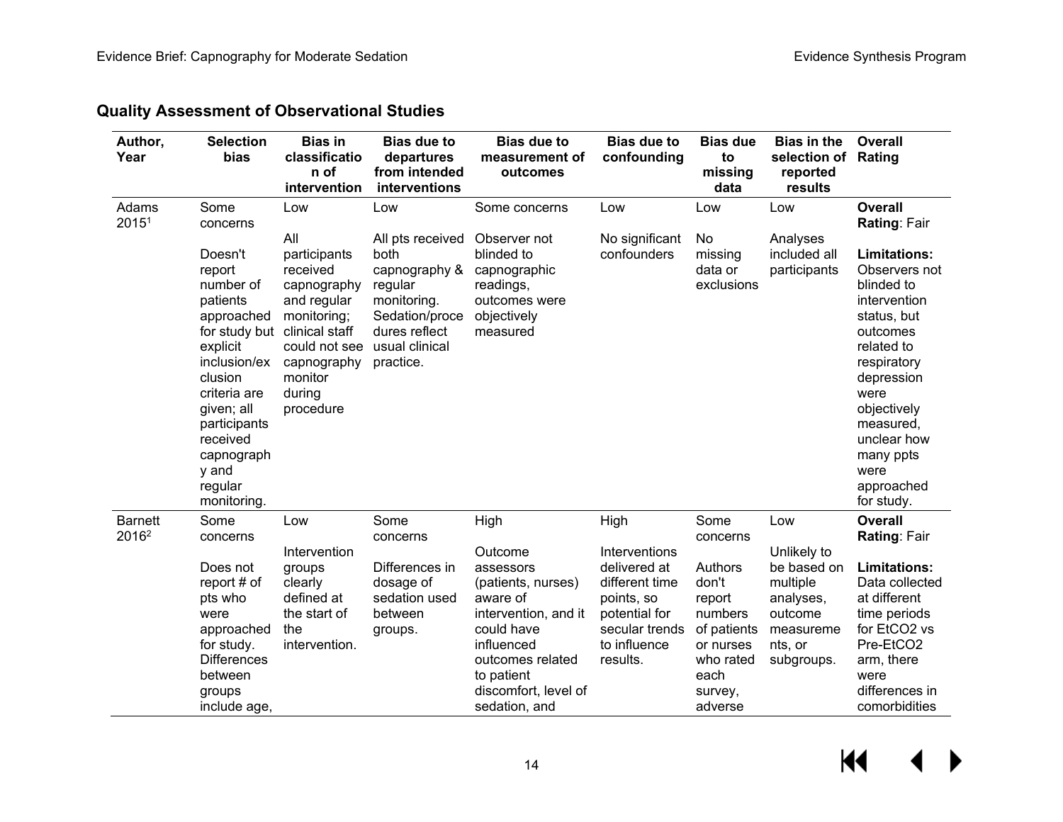## Quality Assessment of Observational Studies

| Author, Year | Selection bias | Bias in classification of intervention | Bias due to departures from intended interventions | Bias due to measurement of outcomes | Bias due to confounding | Bias due to missing data | Bias in the selection of reported results | Overall Rating |
|---|---|---|---|---|---|---|---|---|
| Adams 2015[1] | Some concerns<br><br>Doesn't report number of patients approached for study but explicit inclusion/exclusion criteria are given; all participants received capnography and regular monitoring. | Low<br><br>All participants received capnography and regular monitoring; clinical staff could not see capnography monitor during procedure | Low<br><br>All pts received both capnography & regular monitoring. Sedation/procedures reflect usual clinical practice. | Some concerns<br><br>Observer not blinded to capnographic readings, outcomes were objectively measured | Low<br><br>No significant confounders | Low<br><br>No missing data or exclusions | Low<br><br>Analyses included all participants | **Overall Rating**: Fair<br><br>**Limitations:** Observers not blinded to intervention status, but outcomes related to respiratory depression were objectively measured, unclear how many ppts were approached for study. |
| Barnett 2016[2] | Some concerns<br><br>Does not report # of pts who were approached for study. Differences between groups include age, | Low<br><br>Intervention groups clearly defined at the start of the intervention. | Some concerns<br><br>Differences in dosage of sedation used between groups. | High<br><br>Outcome assessors (patients, nurses) aware of intervention, and it could have influenced outcomes related to patient discomfort, level of sedation, and | High<br><br>Interventions delivered at different time points, so potential for secular trends to influence results. | Some concerns<br><br>Authors don't report numbers of patients or nurses who rated each survey, adverse | Low<br><br>Unlikely to be based on multiple analyses, outcome measurements, or subgroups. | **Overall Rating**: Fair<br><br>**Limitations:** Data collected at different time periods for EtCO2 vs Pre-EtCO2 arm, there were differences in comorbidities |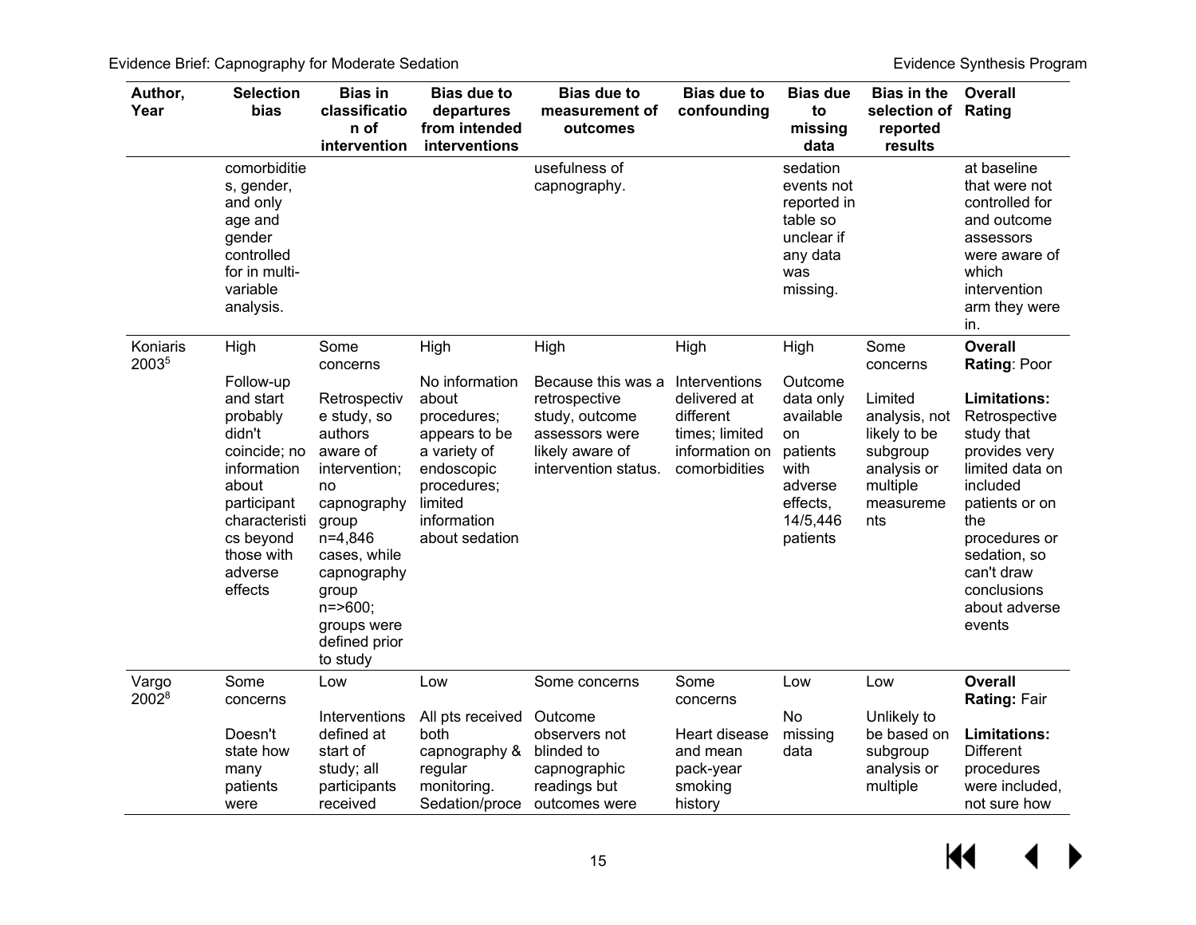| Author, Year | Selection bias | Bias in classification of intervention | Bias due to departures from intended interventions | Bias due to measurement of outcomes | Bias due to confounding | Bias due to missing data | Bias in the selection of reported results | Overall Rating |
|---|---|---|---|---|---|---|---|---|
| | comorbidities, gender, and only age and gender controlled for in multi-variable analysis. | | | usefulness of capnography. | | sedation events not reported in table so unclear if any data was missing. | | at baseline that were not controlled for and outcome assessors were aware of which intervention arm they were in. |
| Koniaris 2003[5] | High<br><br>Follow-up and start probably didn't coincide; no information about participant characteristics beyond those with adverse effects | Some concerns<br><br>Retrospective study, so authors aware of intervention; no capnography group n=4,846 cases, while capnography group n=>600; groups were defined prior to study | High<br><br>No information about procedures; appears to be a variety of endoscopic procedures; limited information about sedation | High<br><br>Because this was a retrospective study, outcome assessors were likely aware of intervention status. | High<br><br>Interventions delivered at different times; limited information on comorbidities | High<br><br>Outcome data only available on patients with adverse effects, 14/5,446 patients | Some concerns<br><br>Limited analysis, not likely to be subgroup analysis or multiple measurements | **Overall Rating**: Poor<br><br>**Limitations:** Retrospective study that provides very limited data on included patients or on the procedures or sedation, so can't draw conclusions about adverse events |
| Vargo 2002[8] | Some concerns<br><br>Doesn't state how many patients were | Low<br><br>Interventions defined at start of study; all participants received | Low<br><br>All pts received both capnography & regular monitoring. Sedation/proce | Some concerns<br><br>Outcome observers not blinded to capnographic readings but outcomes were | Some concerns<br><br>Heart disease and mean pack-year smoking history | Low<br><br>No missing data | Low<br><br>Unlikely to be based on subgroup analysis or multiple | **Overall Rating:** Fair<br><br>**Limitations:** Different procedures were included, not sure how |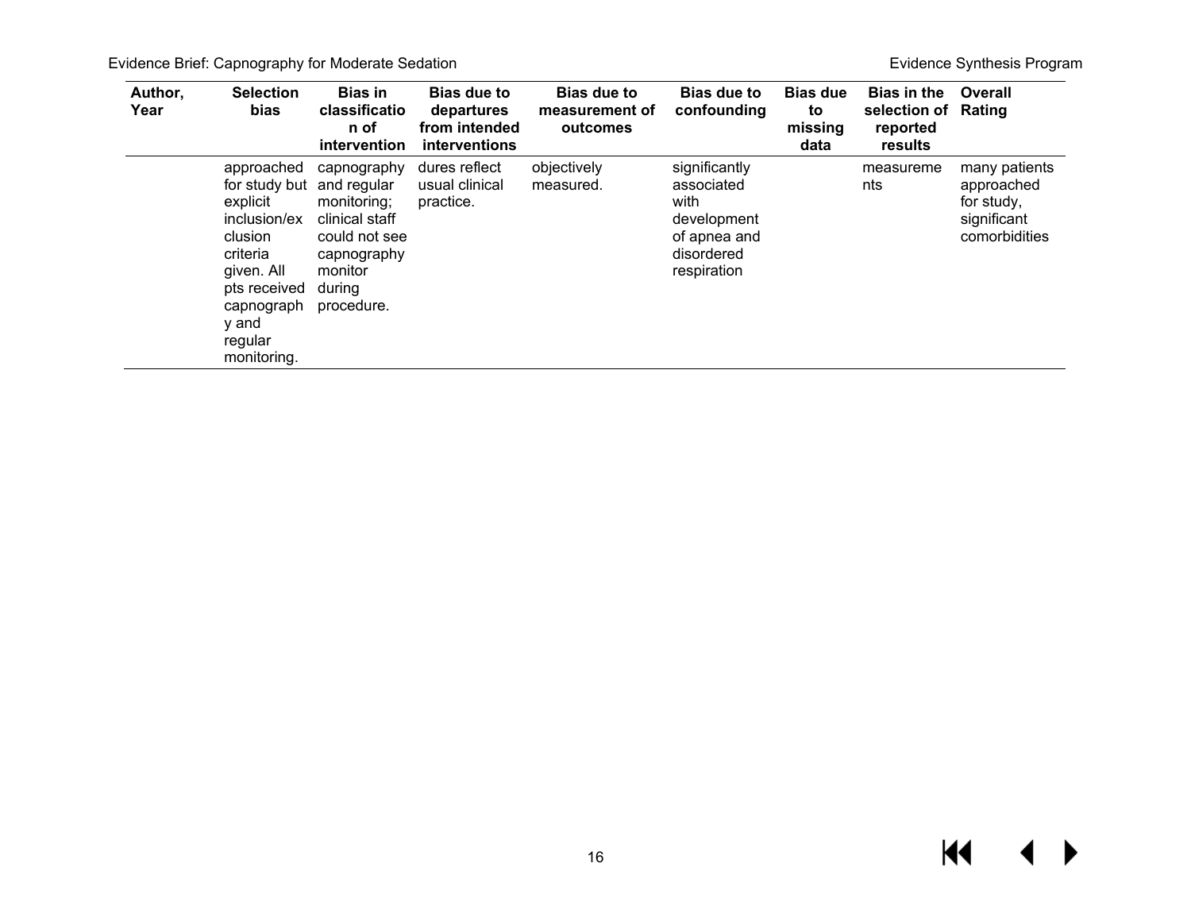| Author, Year | Selection bias | Bias in classification of intervention | Bias due to departures from intended interventions | Bias due to measurement of outcomes | Bias due to confounding | Bias due to missing data | Bias in the selection of reported results | Overall Rating |
|---|---|---|---|---|---|---|---|---|
| | approached for study but explicit inclusion/exclusion criteria given. All pts received capnography and regular monitoring. | capnography and regular monitoring; clinical staff could not see capnography monitor during procedure. | dures reflect usual clinical practice. | objectively measured. | significantly associated with development of apnea and disordered respiration | | measurements | many patients approached for study, significant comorbidities |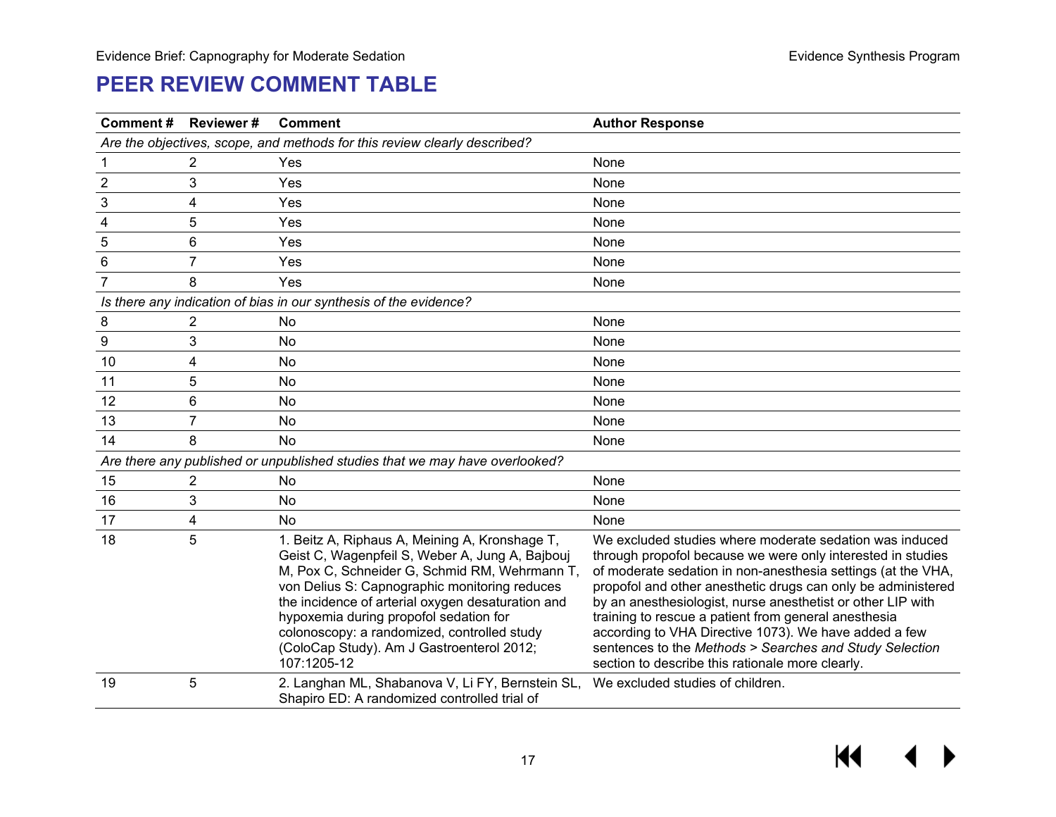## PEER REVIEW COMMENT TABLE

| Comment # | Reviewer # | Comment | Author Response |
|---|---|---|---|
| *Are the objectives, scope, and methods for this review clearly described?* | | | |
| 1 | 2 | Yes | None |
| 2 | 3 | Yes | None |
| 3 | 4 | Yes | None |
| 4 | 5 | Yes | None |
| 5 | 6 | Yes | None |
| 6 | 7 | Yes | None |
| 7 | 8 | Yes | None |
| *Is there any indication of bias in our synthesis of the evidence?* | | | |
| 8 | 2 | No | None |
| 9 | 3 | No | None |
| 10 | 4 | No | None |
| 11 | 5 | No | None |
| 12 | 6 | No | None |
| 13 | 7 | No | None |
| 14 | 8 | No | None |
| *Are there any published or unpublished studies that we may have overlooked?* | | | |
| 15 | 2 | No | None |
| 16 | 3 | No | None |
| 17 | 4 | No | None |
| 18 | 5 | 1. Beitz A, Riphaus A, Meining A, Kronshage T, Geist C, Wagenpfeil S, Weber A, Jung A, Bajbouj M, Pox C, Schneider G, Schmid RM, Wehrmann T, von Delius S: Capnographic monitoring reduces the incidence of arterial oxygen desaturation and hypoxemia during propofol sedation for colonoscopy: a randomized, controlled study (ColoCap Study). Am J Gastroenterol 2012; 107:1205-12 | We excluded studies where moderate sedation was induced through propofol because we were only interested in studies of moderate sedation in non-anesthesia settings (at the VHA, propofol and other anesthetic drugs can only be administered by an anesthesiologist, nurse anesthetist or other LIP with training to rescue a patient from general anesthesia according to VHA Directive 1073). We have added a few sentences to the *Methods* > *Searches and Study Selection* section to describe this rationale more clearly. |
| 19 | 5 | 2. Langhan ML, Shabanova V, Li FY, Bernstein SL, Shapiro ED: A randomized controlled trial of | We excluded studies of children. |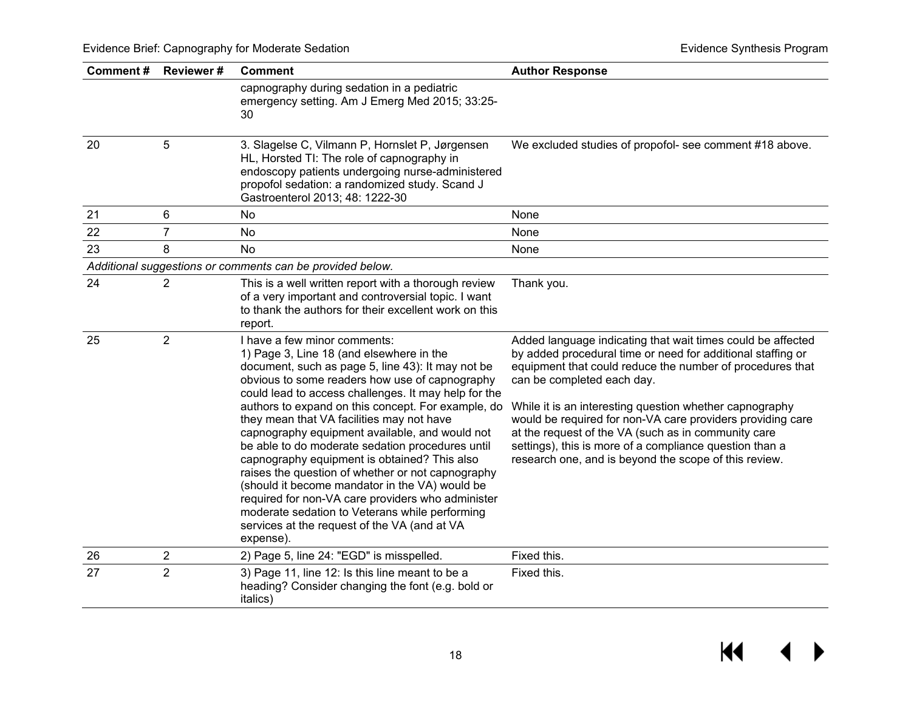| Comment # | Reviewer # | Comment | Author Response |
|---|---|---|---|
| | | capnography during sedation in a pediatric emergency setting. Am J Emerg Med 2015; 33:25-30 | |
| 20 | 5 | 3. Slagelse C, Vilmann P, Hornslet P, Jørgensen HL, Horsted TI: The role of capnography in endoscopy patients undergoing nurse-administered propofol sedation: a randomized study. Scand J Gastroenterol 2013; 48: 1222-30 | We excluded studies of propofol- see comment #18 above. |
| 21 | 6 | No | None |
| 22 | 7 | No | None |
| 23 | 8 | No | None |
| *Additional suggestions or comments can be provided below.* | | | |
| 24 | 2 | This is a well written report with a thorough review of a very important and controversial topic. I want to thank the authors for their excellent work on this report. | Thank you. |
| 25 | 2 | I have a few minor comments:<br>1) Page 3, Line 18 (and elsewhere in the document, such as page 5, line 43): It may not be obvious to some readers how use of capnography could lead to access challenges. It may help for the authors to expand on this concept. For example, do they mean that VA facilities may not have capnography equipment available, and would not be able to do moderate sedation procedures until capnography equipment is obtained? This also raises the question of whether or not capnography (should it become mandator in the VA) would be required for non-VA care providers who administer moderate sedation to Veterans while performing services at the request of the VA (and at VA expense). | Added language indicating that wait times could be affected by added procedural time or need for additional staffing or equipment that could reduce the number of procedures that can be completed each day.<br><br>While it is an interesting question whether capnography would be required for non-VA care providers providing care at the request of the VA (such as in community care settings), this is more of a compliance question than a research one, and is beyond the scope of this review. |
| 26 | 2 | 2) Page 5, line 24: "EGD" is misspelled. | Fixed this. |
| 27 | 2 | 3) Page 11, line 12: Is this line meant to be a heading? Consider changing the font (e.g. bold or italics) | Fixed this. |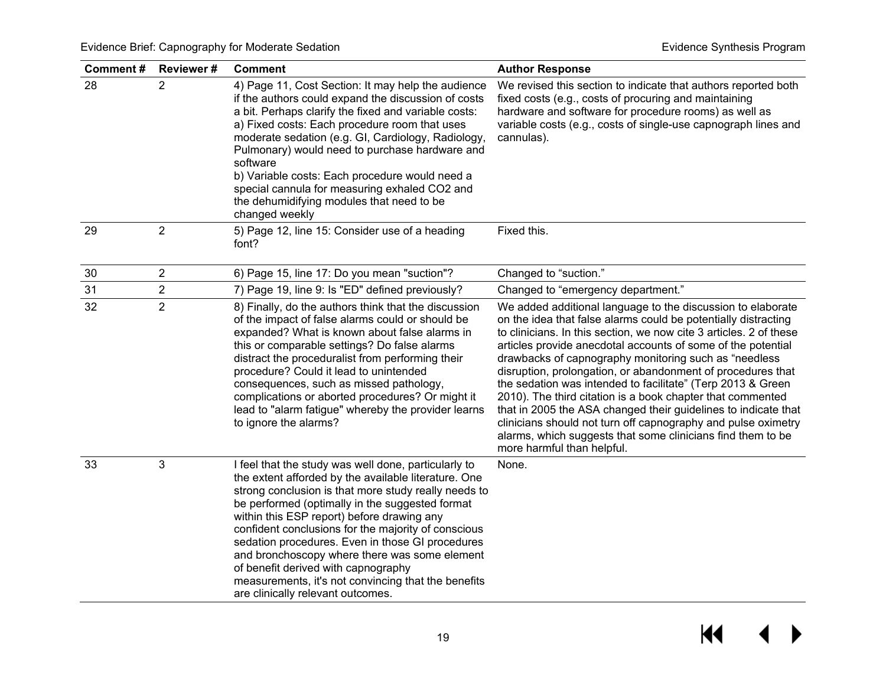| Comment # | Reviewer # | Comment | Author Response |
|---|---|---|---|
| 28 | 2 | 4) Page 11, Cost Section: It may help the audience if the authors could expand the discussion of costs a bit. Perhaps clarify the fixed and variable costs: a) Fixed costs: Each procedure room that uses moderate sedation (e.g. GI, Cardiology, Radiology, Pulmonary) would need to purchase hardware and software b) Variable costs: Each procedure would need a special cannula for measuring exhaled CO2 and the dehumidifying modules that need to be changed weekly | We revised this section to indicate that authors reported both fixed costs (e.g., costs of procuring and maintaining hardware and software for procedure rooms) as well as variable costs (e.g., costs of single-use capnograph lines and cannulas). |
| 29 | 2 | 5) Page 12, line 15: Consider use of a heading font? | Fixed this. |
| 30 | 2 | 6) Page 15, line 17: Do you mean "suction"? | Changed to "suction." |
| 31 | 2 | 7) Page 19, line 9: Is "ED" defined previously? | Changed to "emergency department." |
| 32 | 2 | 8) Finally, do the authors think that the discussion of the impact of false alarms could or should be expanded? What is known about false alarms in this or comparable settings? Do false alarms distract the proceduralist from performing their procedure? Could it lead to unintended consequences, such as missed pathology, complications or aborted procedures? Or might it lead to "alarm fatigue" whereby the provider learns to ignore the alarms? | We added additional language to the discussion to elaborate on the idea that false alarms could be potentially distracting to clinicians. In this section, we now cite 3 articles. 2 of these articles provide anecdotal accounts of some of the potential drawbacks of capnography monitoring such as "needless disruption, prolongation, or abandonment of procedures that the sedation was intended to facilitate" (Terp 2013 & Green 2010). The third citation is a book chapter that commented that in 2005 the ASA changed their guidelines to indicate that clinicians should not turn off capnography and pulse oximetry alarms, which suggests that some clinicians find them to be more harmful than helpful. |
| 33 | 3 | I feel that the study was well done, particularly to the extent afforded by the available literature. One strong conclusion is that more study really needs to be performed (optimally in the suggested format within this ESP report) before drawing any confident conclusions for the majority of conscious sedation procedures. Even in those GI procedures and bronchoscopy where there was some element of benefit derived with capnography measurements, it's not convincing that the benefits are clinically relevant outcomes. | None. |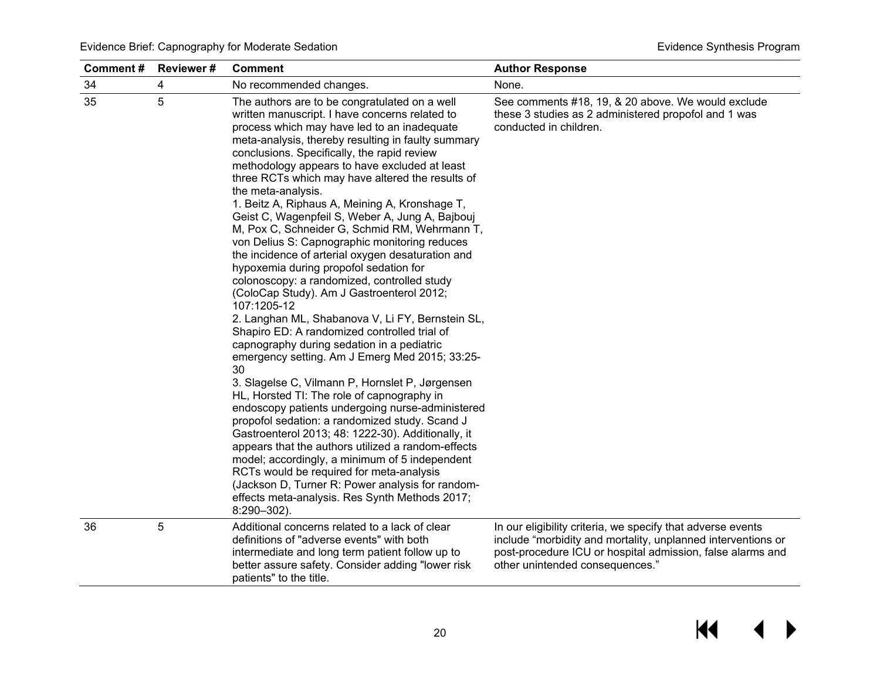| Comment # | Reviewer # | Comment | Author Response |
|---|---|---|---|
| 34 | 4 | No recommended changes. | None. |
| 35 | 5 | The authors are to be congratulated on a well written manuscript. I have concerns related to process which may have led to an inadequate meta-analysis, thereby resulting in faulty summary conclusions. Specifically, the rapid review methodology appears to have excluded at least three RCTs which may have altered the results of the meta-analysis.<br>1. Beitz A, Riphaus A, Meining A, Kronshage T, Geist C, Wagenpfeil S, Weber A, Jung A, Bajbouj M, Pox C, Schneider G, Schmid RM, Wehrmann T, von Delius S: Capnographic monitoring reduces the incidence of arterial oxygen desaturation and hypoxemia during propofol sedation for colonoscopy: a randomized, controlled study (ColoCap Study). Am J Gastroenterol 2012; 107:1205-12<br>2. Langhan ML, Shabanova V, Li FY, Bernstein SL, Shapiro ED: A randomized controlled trial of capnography during sedation in a pediatric emergency setting. Am J Emerg Med 2015; 33:25-30<br>3. Slagelse C, Vilmann P, Hornslet P, Jørgensen HL, Horsted TI: The role of capnography in endoscopy patients undergoing nurse-administered propofol sedation: a randomized study. Scand J Gastroenterol 2013; 48: 1222-30). Additionally, it appears that the authors utilized a random-effects model; accordingly, a minimum of 5 independent RCTs would be required for meta-analysis (Jackson D, Turner R: Power analysis for random-effects meta-analysis. Res Synth Methods 2017; 8:290–302). | See comments #18, 19, & 20 above. We would exclude these 3 studies as 2 administered propofol and 1 was conducted in children. |
| 36 | 5 | Additional concerns related to a lack of clear definitions of "adverse events" with both intermediate and long term patient follow up to better assure safety. Consider adding "lower risk patients" to the title. | In our eligibility criteria, we specify that adverse events include "morbidity and mortality, unplanned interventions or post-procedure ICU or hospital admission, false alarms and other unintended consequences." |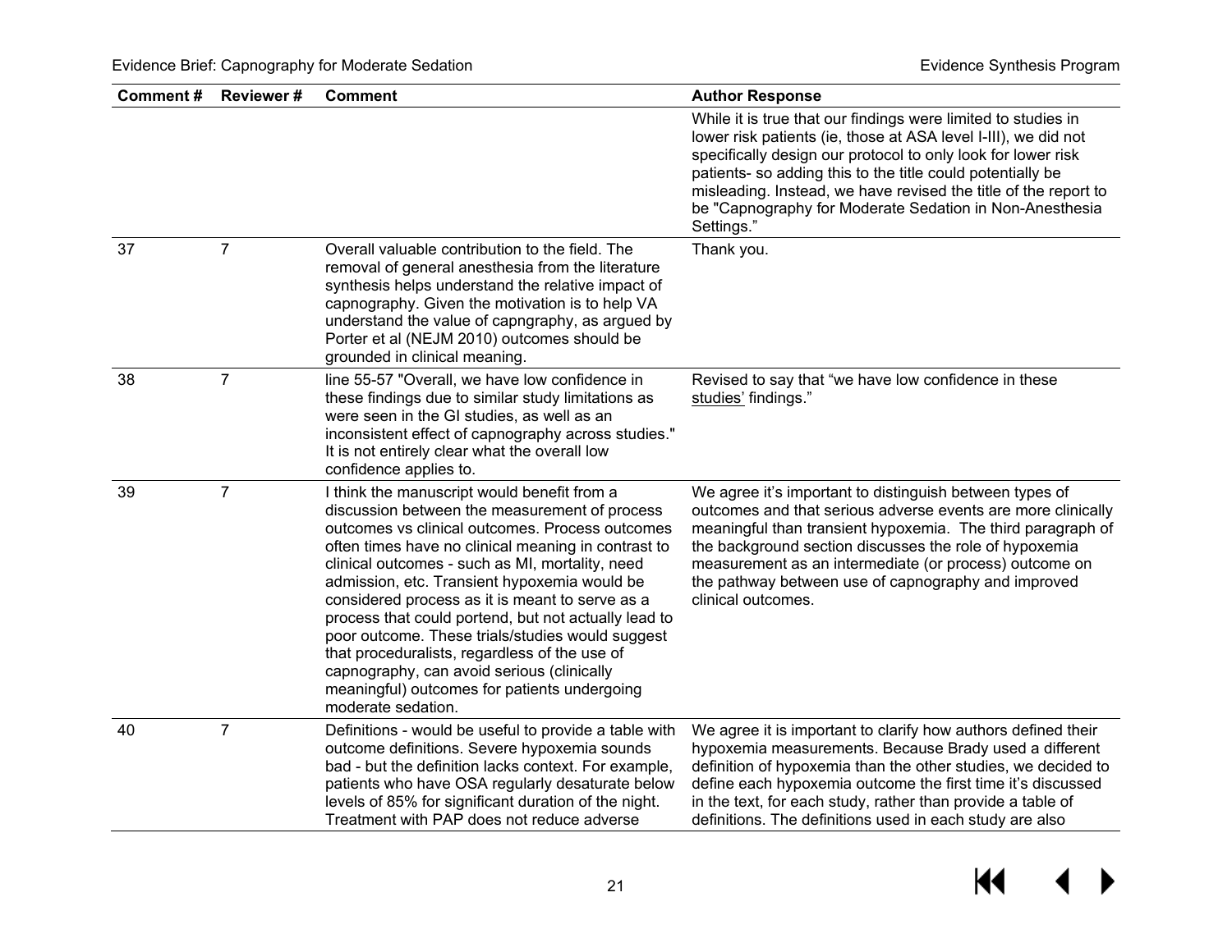| Comment # | Reviewer # | Comment | Author Response |
|---|---|---|---|
| | | | While it is true that our findings were limited to studies in lower risk patients (ie, those at ASA level I-III), we did not specifically design our protocol to only look for lower risk patients- so adding this to the title could potentially be misleading. Instead, we have revised the title of the report to be "Capnography for Moderate Sedation in Non-Anesthesia Settings." |
| 37 | 7 | Overall valuable contribution to the field. The removal of general anesthesia from the literature synthesis helps understand the relative impact of capnography. Given the motivation is to help VA understand the value of capngraphy, as argued by Porter et al (NEJM 2010) outcomes should be grounded in clinical meaning. | Thank you. |
| 38 | 7 | line 55-57 "Overall, we have low confidence in these findings due to similar study limitations as were seen in the GI studies, as well as an inconsistent effect of capnography across studies." It is not entirely clear what the overall low confidence applies to. | Revised to say that "we have low confidence in these studies' findings." |
| 39 | 7 | I think the manuscript would benefit from a discussion between the measurement of process outcomes vs clinical outcomes. Process outcomes often times have no clinical meaning in contrast to clinical outcomes - such as MI, mortality, need admission, etc. Transient hypoxemia would be considered process as it is meant to serve as a process that could portend, but not actually lead to poor outcome. These trials/studies would suggest that proceduralists, regardless of the use of capnography, can avoid serious (clinically meaningful) outcomes for patients undergoing moderate sedation. | We agree it's important to distinguish between types of outcomes and that serious adverse events are more clinically meaningful than transient hypoxemia. The third paragraph of the background section discusses the role of hypoxemia measurement as an intermediate (or process) outcome on the pathway between use of capnography and improved clinical outcomes. |
| 40 | 7 | Definitions - would be useful to provide a table with outcome definitions. Severe hypoxemia sounds bad - but the definition lacks context. For example, patients who have OSA regularly desaturate below levels of 85% for significant duration of the night. Treatment with PAP does not reduce adverse | We agree it is important to clarify how authors defined their hypoxemia measurements. Because Brady used a different definition of hypoxemia than the other studies, we decided to define each hypoxemia outcome the first time it's discussed in the text, for each study, rather than provide a table of definitions. The definitions used in each study are also |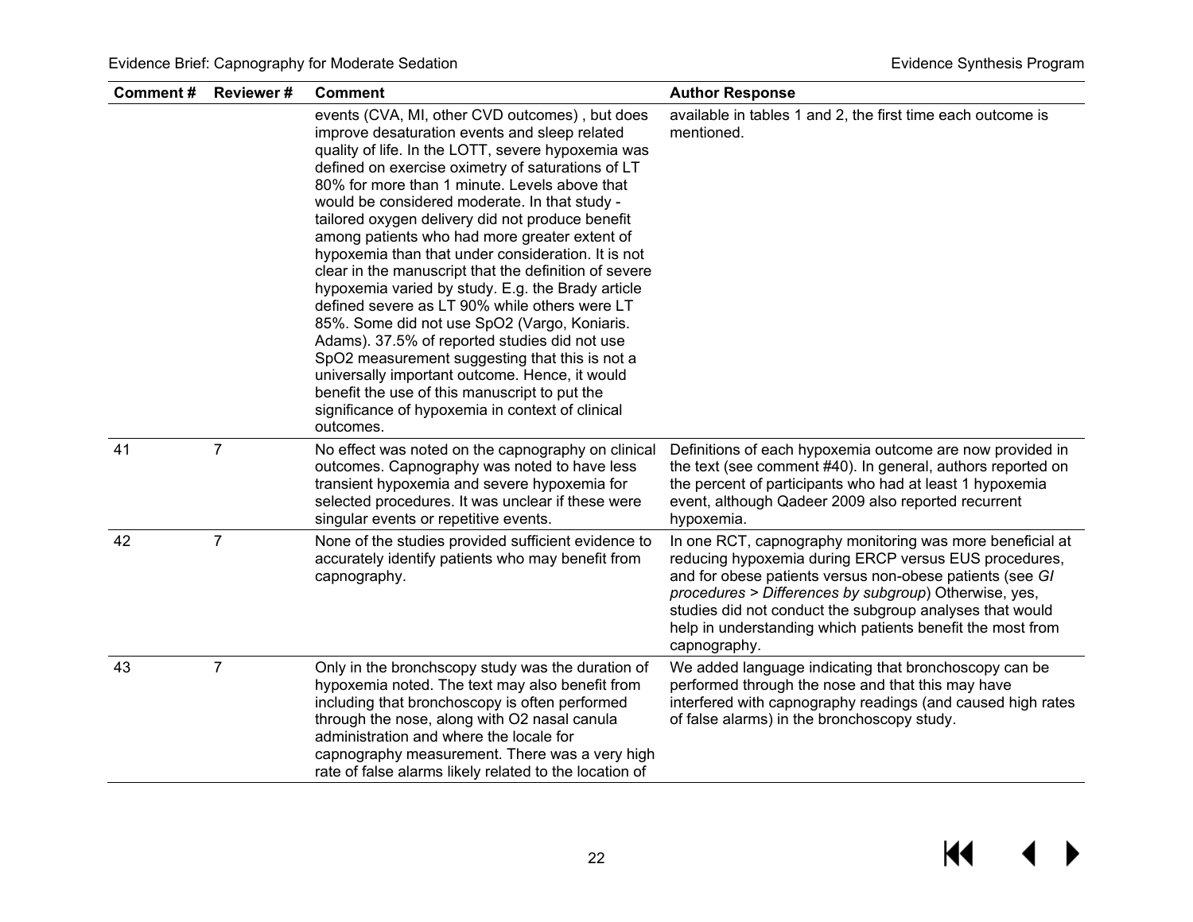| Comment # | Reviewer # | Comment | Author Response |
|---|---|---|---|
| | | events (CVA, MI, other CVD outcomes) , but does improve desaturation events and sleep related quality of life. In the LOTT, severe hypoxemia was defined on exercise oximetry of saturations of LT 80% for more than 1 minute. Levels above that would be considered moderate. In that study - tailored oxygen delivery did not produce benefit among patients who had more greater extent of hypoxemia than that under consideration. It is not clear in the manuscript that the definition of severe hypoxemia varied by study. E.g. the Brady article defined severe as LT 90% while others were LT 85%. Some did not use SpO2 (Vargo, Koniaris. Adams). 37.5% of reported studies did not use SpO2 measurement suggesting that this is not a universally important outcome. Hence, it would benefit the use of this manuscript to put the significance of hypoxemia in context of clinical outcomes. | available in tables 1 and 2, the first time each outcome is mentioned. |
| 41 | 7 | No effect was noted on the capnography on clinical outcomes. Capnography was noted to have less transient hypoxemia and severe hypoxemia for selected procedures. It was unclear if these were singular events or repetitive events. | Definitions of each hypoxemia outcome are now provided in the text (see comment #40). In general, authors reported on the percent of participants who had at least 1 hypoxemia event, although Qadeer 2009 also reported recurrent hypoxemia. |
| 42 | 7 | None of the studies provided sufficient evidence to accurately identify patients who may benefit from capnography. | In one RCT, capnography monitoring was more beneficial at reducing hypoxemia during ERCP versus EUS procedures, and for obese patients versus non-obese patients (see *GI procedures > Differences by subgroup*) Otherwise, yes, studies did not conduct the subgroup analyses that would help in understanding which patients benefit the most from capnography. |
| 43 | 7 | Only in the bronchscopy study was the duration of hypoxemia noted. The text may also benefit from including that bronchoscopy is often performed through the nose, along with O2 nasal canula administration and where the locale for capnography measurement. There was a very high rate of false alarms likely related to the location of | We added language indicating that bronchoscopy can be performed through the nose and that this may have interfered with capnography readings (and caused high rates of false alarms) in the bronchoscopy study. |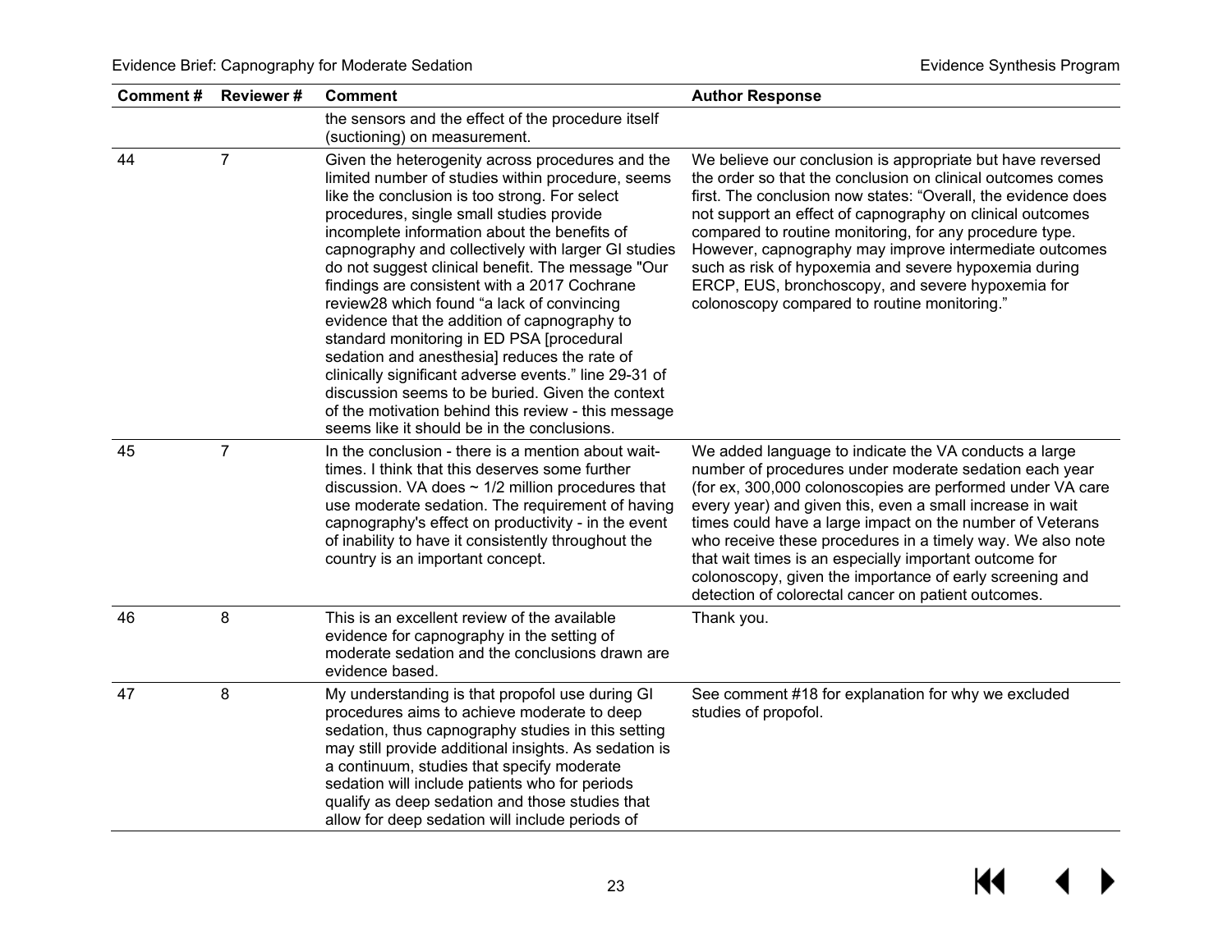| Comment # | Reviewer # | Comment | Author Response |
|---|---|---|---|
| | | the sensors and the effect of the procedure itself (suctioning) on measurement. | |
| 44 | 7 | Given the heterogenity across procedures and the limited number of studies within procedure, seems like the conclusion is too strong. For select procedures, single small studies provide incomplete information about the benefits of capnography and collectively with larger GI studies do not suggest clinical benefit. The message "Our findings are consistent with a 2017 Cochrane review28 which found "a lack of convincing evidence that the addition of capnography to standard monitoring in ED PSA [procedural sedation and anesthesia] reduces the rate of clinically significant adverse events." line 29-31 of discussion seems to be buried. Given the context of the motivation behind this review - this message seems like it should be in the conclusions. | We believe our conclusion is appropriate but have reversed the order so that the conclusion on clinical outcomes comes first. The conclusion now states: "Overall, the evidence does not support an effect of capnography on clinical outcomes compared to routine monitoring, for any procedure type. However, capnography may improve intermediate outcomes such as risk of hypoxemia and severe hypoxemia during ERCP, EUS, bronchoscopy, and severe hypoxemia for colonoscopy compared to routine monitoring." |
| 45 | 7 | In the conclusion - there is a mention about wait-times. I think that this deserves some further discussion. VA does ~ 1/2 million procedures that use moderate sedation. The requirement of having capnography's effect on productivity - in the event of inability to have it consistently throughout the country is an important concept. | We added language to indicate the VA conducts a large number of procedures under moderate sedation each year (for ex, 300,000 colonoscopies are performed under VA care every year) and given this, even a small increase in wait times could have a large impact on the number of Veterans who receive these procedures in a timely way. We also note that wait times is an especially important outcome for colonoscopy, given the importance of early screening and detection of colorectal cancer on patient outcomes. |
| 46 | 8 | This is an excellent review of the available evidence for capnography in the setting of moderate sedation and the conclusions drawn are evidence based. | Thank you. |
| 47 | 8 | My understanding is that propofol use during GI procedures aims to achieve moderate to deep sedation, thus capnography studies in this setting may still provide additional insights. As sedation is a continuum, studies that specify moderate sedation will include patients who for periods qualify as deep sedation and those studies that allow for deep sedation will include periods of | See comment #18 for explanation for why we excluded studies of propofol. |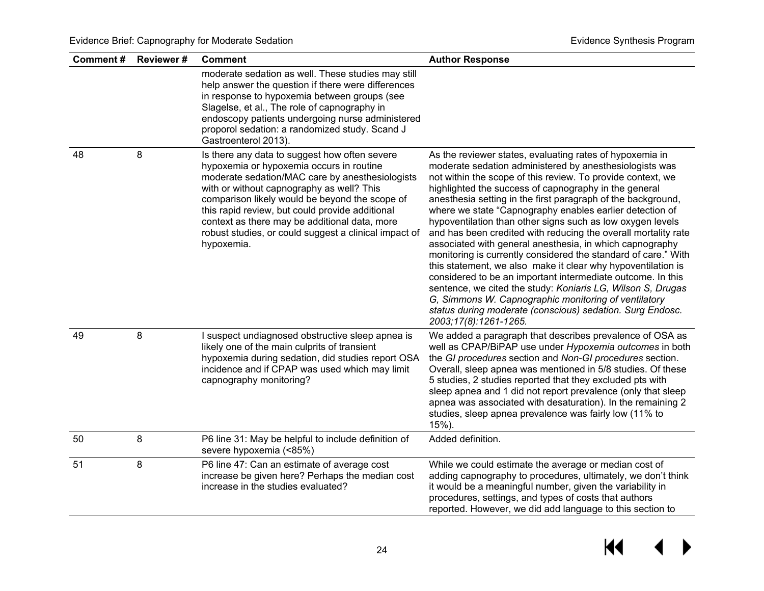| Comment # | Reviewer # | Comment | Author Response |
|---|---|---|---|
| | | moderate sedation as well. These studies may still help answer the question if there were differences in response to hypoxemia between groups (see Slagelse, et al., The role of capnography in endoscopy patients undergoing nurse administered proporol sedation: a randomized study. Scand J Gastroenterol 2013). | |
| 48 | 8 | Is there any data to suggest how often severe hypoxemia or hypoxemia occurs in routine moderate sedation/MAC care by anesthesiologists with or without capnography as well? This comparison likely would be beyond the scope of this rapid review, but could provide additional context as there may be additional data, more robust studies, or could suggest a clinical impact of hypoxemia. | As the reviewer states, evaluating rates of hypoxemia in moderate sedation administered by anesthesiologists was not within the scope of this review. To provide context, we highlighted the success of capnography in the general anesthesia setting in the first paragraph of the background, where we state "Capnography enables earlier detection of hypoventilation than other signs such as low oxygen levels and has been credited with reducing the overall mortality rate associated with general anesthesia, in which capnography monitoring is currently considered the standard of care." With this statement, we also make it clear why hypoventilation is considered to be an important intermediate outcome. In this sentence, we cited the study: *Koniaris LG, Wilson S, Drugas G, Simmons W. Capnographic monitoring of ventilatory status during moderate (conscious) sedation. Surg Endosc. 2003;17(8):1261-1265.* |
| 49 | 8 | I suspect undiagnosed obstructive sleep apnea is likely one of the main culprits of transient hypoxemia during sedation, did studies report OSA incidence and if CPAP was used which may limit capnography monitoring? | We added a paragraph that describes prevalence of OSA as well as CPAP/BiPAP use under *Hypoxemia outcomes* in both the *GI procedures* section and *Non-GI procedures* section. Overall, sleep apnea was mentioned in 5/8 studies. Of these 5 studies, 2 studies reported that they excluded pts with sleep apnea and 1 did not report prevalence (only that sleep apnea was associated with desaturation). In the remaining 2 studies, sleep apnea prevalence was fairly low (11% to 15%). |
| 50 | 8 | P6 line 31: May be helpful to include definition of severe hypoxemia (<85%) | Added definition. |
| 51 | 8 | P6 line 47: Can an estimate of average cost increase be given here? Perhaps the median cost increase in the studies evaluated? | While we could estimate the average or median cost of adding capnography to procedures, ultimately, we don't think it would be a meaningful number, given the variability in procedures, settings, and types of costs that authors reported. However, we did add language to this section to |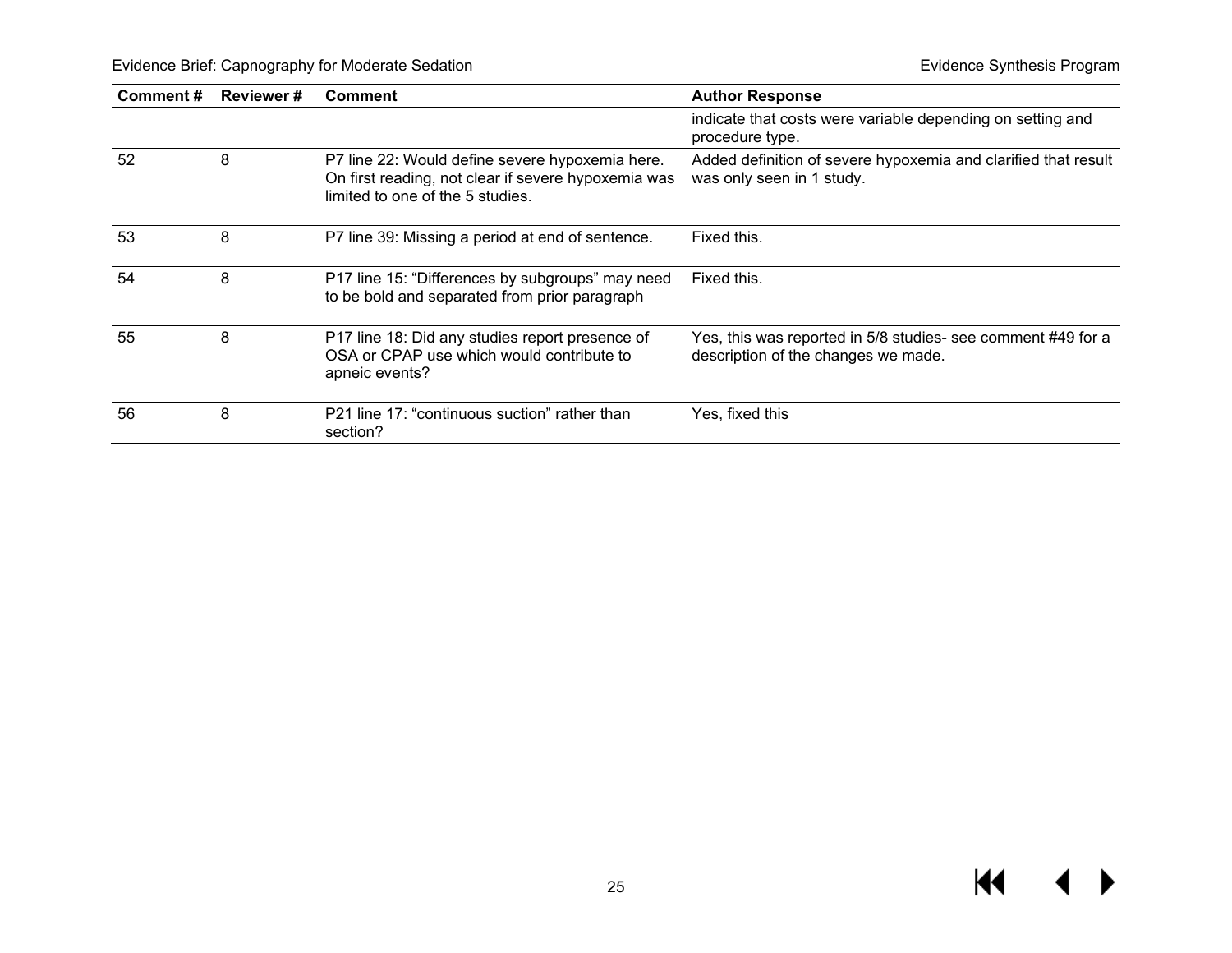| Comment # | Reviewer # | Comment | Author Response |
|---|---|---|---|
| | | | indicate that costs were variable depending on setting and procedure type. |
| 52 | 8 | P7 line 22: Would define severe hypoxemia here. On first reading, not clear if severe hypoxemia was limited to one of the 5 studies. | Added definition of severe hypoxemia and clarified that result was only seen in 1 study. |
| 53 | 8 | P7 line 39: Missing a period at end of sentence. | Fixed this. |
| 54 | 8 | P17 line 15: "Differences by subgroups" may need to be bold and separated from prior paragraph | Fixed this. |
| 55 | 8 | P17 line 18: Did any studies report presence of OSA or CPAP use which would contribute to apneic events? | Yes, this was reported in 5/8 studies- see comment #49 for a description of the changes we made. |
| 56 | 8 | P21 line 17: "continuous suction" rather than section? | Yes, fixed this |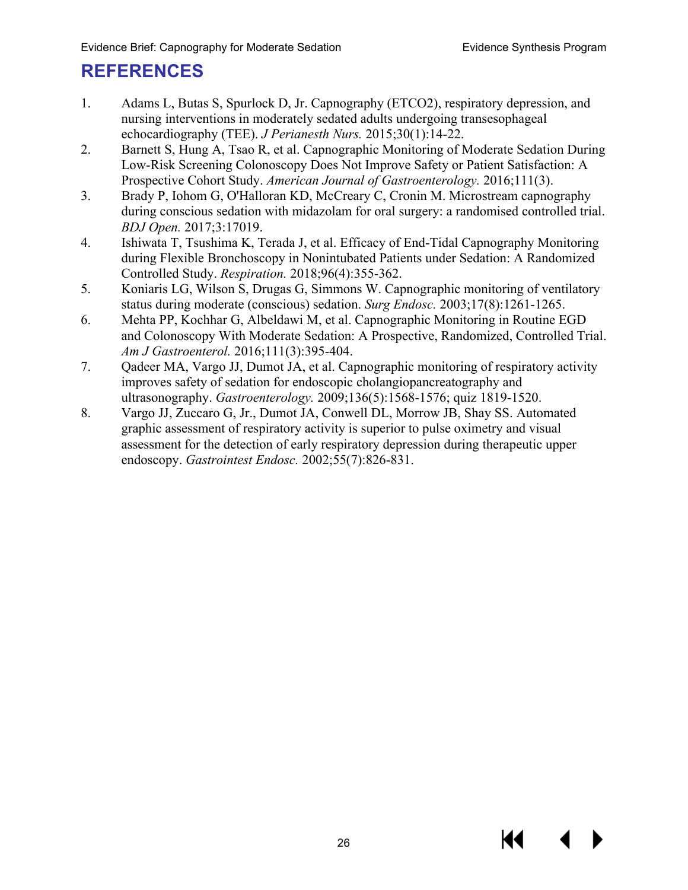# REFERENCES

1. Adams L, Butas S, Spurlock D, Jr. Capnography (ETCO2), respiratory depression, and nursing interventions in moderately sedated adults undergoing transesophageal echocardiography (TEE). *J Perianesth Nurs.* 2015;30(1):14-22.
2. Barnett S, Hung A, Tsao R, et al. Capnographic Monitoring of Moderate Sedation During Low-Risk Screening Colonoscopy Does Not Improve Safety or Patient Satisfaction: A Prospective Cohort Study. *American Journal of Gastroenterology.* 2016;111(3).
3. Brady P, Iohom G, O'Halloran KD, McCreary C, Cronin M. Microstream capnography during conscious sedation with midazolam for oral surgery: a randomised controlled trial. *BDJ Open.* 2017;3:17019.
4. Ishiwata T, Tsushima K, Terada J, et al. Efficacy of End-Tidal Capnography Monitoring during Flexible Bronchoscopy in Nonintubated Patients under Sedation: A Randomized Controlled Study. *Respiration.* 2018;96(4):355-362.
5. Koniaris LG, Wilson S, Drugas G, Simmons W. Capnographic monitoring of ventilatory status during moderate (conscious) sedation. *Surg Endosc.* 2003;17(8):1261-1265.
6. Mehta PP, Kochhar G, Albeldawi M, et al. Capnographic Monitoring in Routine EGD and Colonoscopy With Moderate Sedation: A Prospective, Randomized, Controlled Trial. *Am J Gastroenterol.* 2016;111(3):395-404.
7. Qadeer MA, Vargo JJ, Dumot JA, et al. Capnographic monitoring of respiratory activity improves safety of sedation for endoscopic cholangiopancreatography and ultrasonography. *Gastroenterology.* 2009;136(5):1568-1576; quiz 1819-1520.
8. Vargo JJ, Zuccaro G, Jr., Dumot JA, Conwell DL, Morrow JB, Shay SS. Automated graphic assessment of respiratory activity is superior to pulse oximetry and visual assessment for the detection of early respiratory depression during therapeutic upper endoscopy. *Gastrointest Endosc.* 2002;55(7):826-831.